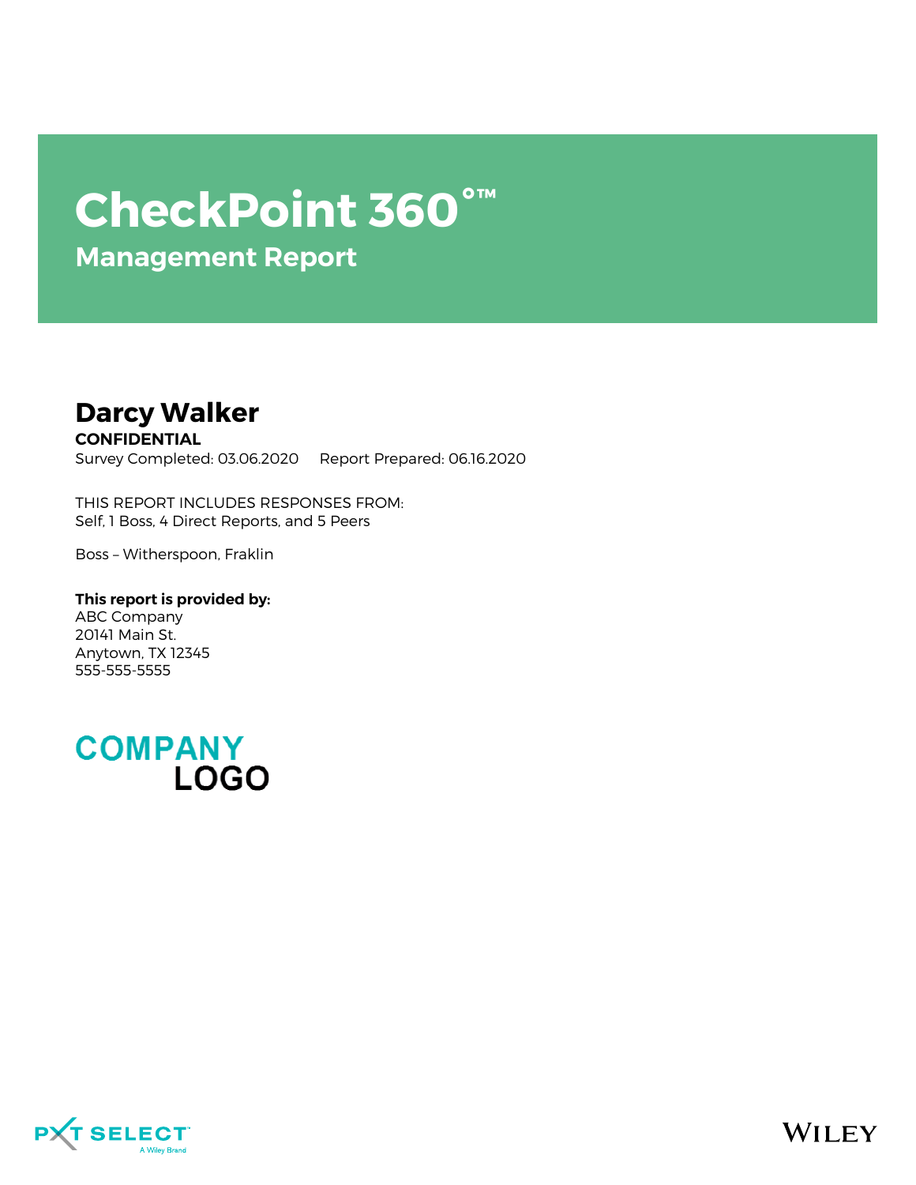# CheckPoint 360°™

## Management Report

**Darcy Walker**

**CONFIDENTIAL**

Survey Completed: 03.06.2020 Report Prepared: 06.16.2020

THIS REPORT INCLUDES RESPONSES FROM:
Self, 1 Boss, 4 Direct Reports, and 5 Peers

Boss – Witherspoon, Fraklin

**This report is provided by:**
ABC Company
20141 Main St.
Anytown, TX 12345
555-555-5555

COMPANY LOGO

PXT SELECT A Wiley Brand

WILEY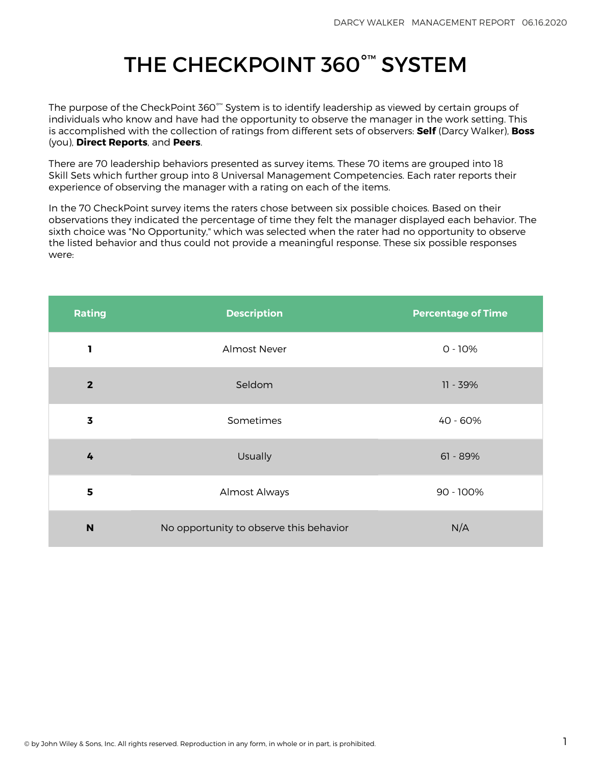# THE CHECKPOINT 360°™ SYSTEM

The purpose of the CheckPoint 360°™ System is to identify leadership as viewed by certain groups of individuals who know and have had the opportunity to observe the manager in the work setting. This is accomplished with the collection of ratings from different sets of observers: **Self** (Darcy Walker), **Boss** (you), **Direct Reports**, and **Peers**.

There are 70 leadership behaviors presented as survey items. These 70 items are grouped into 18 Skill Sets which further group into 8 Universal Management Competencies. Each rater reports their experience of observing the manager with a rating on each of the items.

In the 70 CheckPoint survey items the raters chose between six possible choices. Based on their observations they indicated the percentage of time they felt the manager displayed each behavior. The sixth choice was "No Opportunity," which was selected when the rater had no opportunity to observe the listed behavior and thus could not provide a meaningful response. These six possible responses were:

| Rating | Description | Percentage of Time |
|---|---|---|
| **1** | Almost Never | 0 - 10% |
| **2** | Seldom | 11 - 39% |
| **3** | Sometimes | 40 - 60% |
| **4** | Usually | 61 - 89% |
| **5** | Almost Always | 90 - 100% |
| **N** | No opportunity to observe this behavior | N/A |

© by John Wiley & Sons, Inc. All rights reserved. Reproduction in any form, in whole or in part, is prohibited.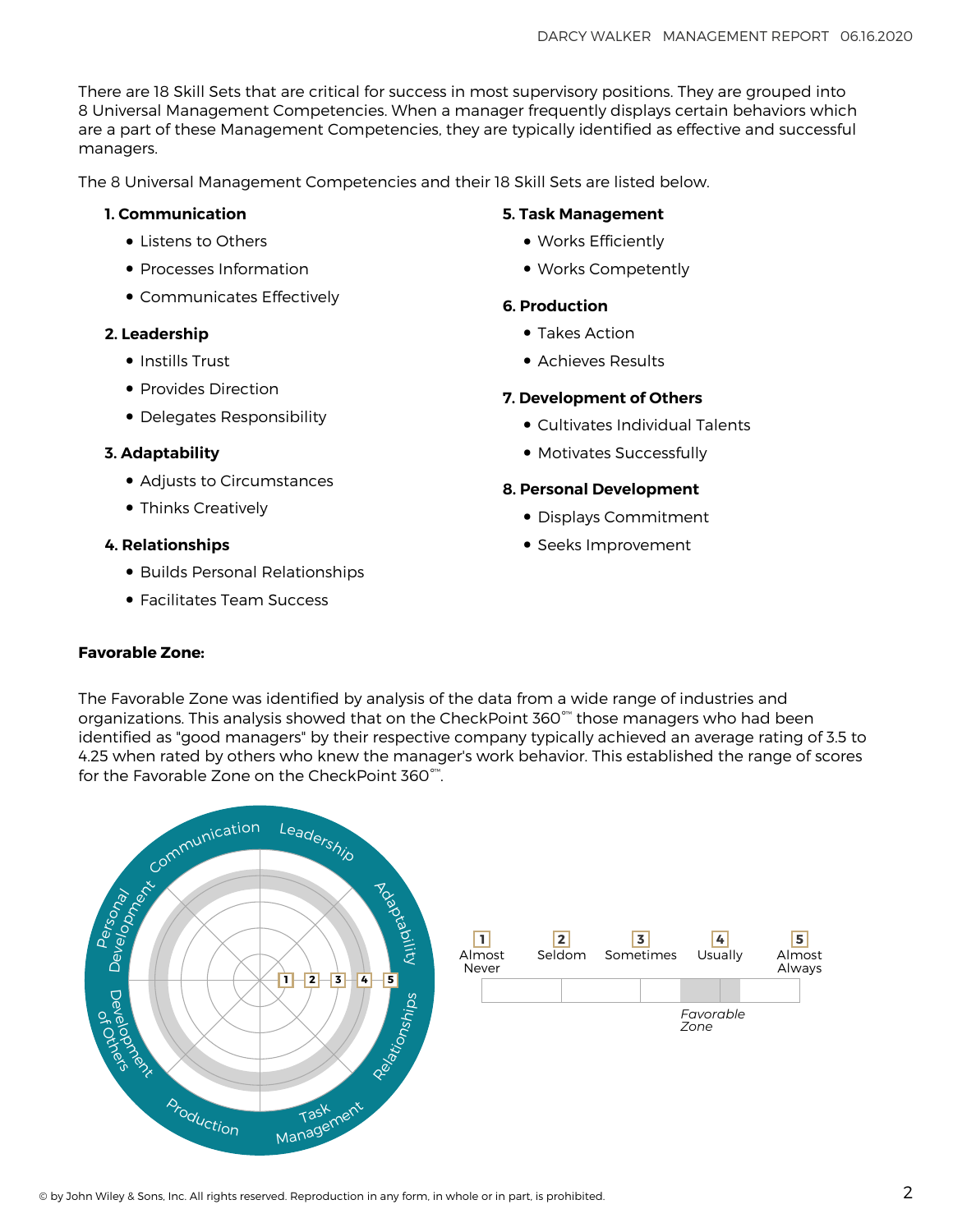There are 18 Skill Sets that are critical for success in most supervisory positions. They are grouped into 8 Universal Management Competencies. When a manager frequently displays certain behaviors which are a part of these Management Competencies, they are typically identified as effective and successful managers.

The 8 Universal Management Competencies and their 18 Skill Sets are listed below.

**1. Communication**

- Listens to Others
- Processes Information
- Communicates Effectively

**2. Leadership**

- Instills Trust
- Provides Direction
- Delegates Responsibility

**3. Adaptability**

- Adjusts to Circumstances
- Thinks Creatively

**4. Relationships**

- Builds Personal Relationships
- Facilitates Team Success

**5. Task Management**

- Works Efficiently
- Works Competently

**6. Production**

- Takes Action
- Achieves Results

**7. Development of Others**

- Cultivates Individual Talents
- Motivates Successfully

**8. Personal Development**

- Displays Commitment
- Seeks Improvement

**Favorable Zone:**

The Favorable Zone was identified by analysis of the data from a wide range of industries and organizations. This analysis showed that on the CheckPoint 360°™ those managers who had been identified as "good managers" by their respective company typically achieved an average rating of 3.5 to 4.25 when rated by others who knew the manager's work behavior. This established the range of scores for the Favorable Zone on the CheckPoint 360°™.

Communication, Leadership, Adaptability, Relationships, Task Management, Production, Development of Others, Personal Development

1 Almost Never | 2 Seldom | 3 Sometimes | 4 Usually | 5 Almost Always

*Favorable Zone*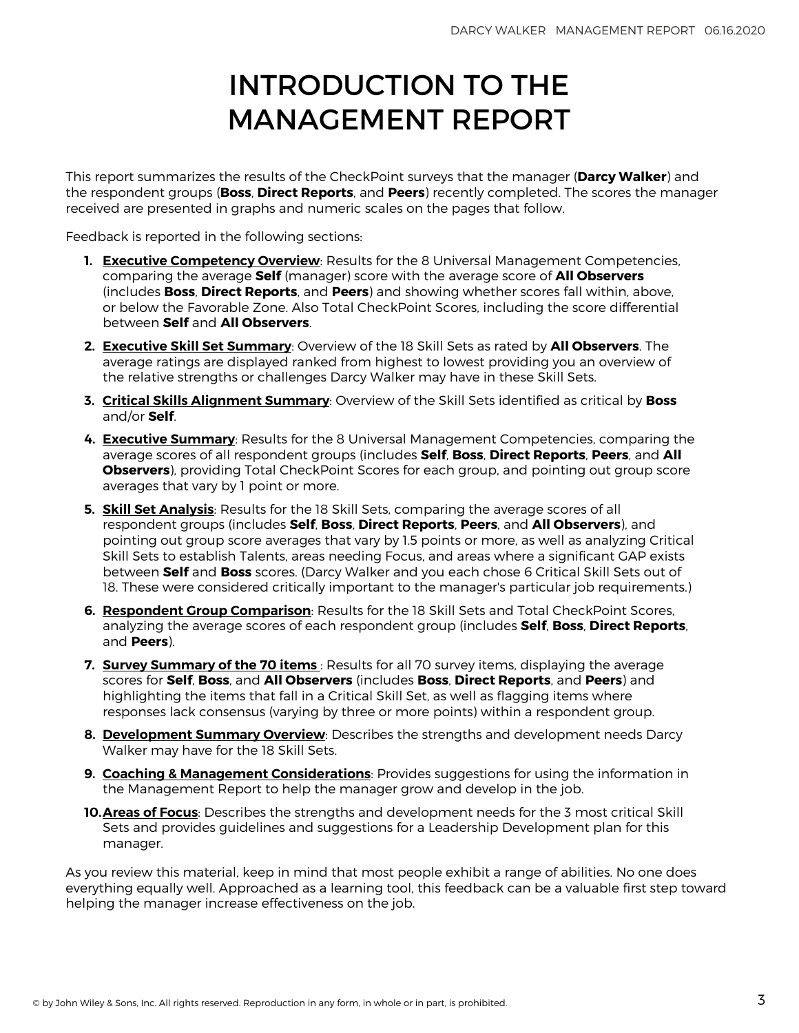# INTRODUCTION TO THE MANAGEMENT REPORT

This report summarizes the results of the CheckPoint surveys that the manager (**Darcy Walker**) and the respondent groups (**Boss**, **Direct Reports**, and **Peers**) recently completed. The scores the manager received are presented in graphs and numeric scales on the pages that follow.

Feedback is reported in the following sections:

1. **Executive Competency Overview**: Results for the 8 Universal Management Competencies, comparing the average **Self** (manager) score with the average score of **All Observers** (includes **Boss**, **Direct Reports**, and **Peers**) and showing whether scores fall within, above, or below the Favorable Zone. Also Total CheckPoint Scores, including the score differential between **Self** and **All Observers**.
2. **Executive Skill Set Summary**: Overview of the 18 Skill Sets as rated by **All Observers**. The average ratings are displayed ranked from highest to lowest providing you an overview of the relative strengths or challenges Darcy Walker may have in these Skill Sets.
3. **Critical Skills Alignment Summary**: Overview of the Skill Sets identified as critical by **Boss** and/or **Self**.
4. **Executive Summary**: Results for the 8 Universal Management Competencies, comparing the average scores of all respondent groups (includes **Self**, **Boss**, **Direct Reports**, **Peers**, and **All Observers**), providing Total CheckPoint Scores for each group, and pointing out group score averages that vary by 1 point or more.
5. **Skill Set Analysis**: Results for the 18 Skill Sets, comparing the average scores of all respondent groups (includes **Self**, **Boss**, **Direct Reports**, **Peers**, and **All Observers**), and pointing out group score averages that vary by 1.5 points or more, as well as analyzing Critical Skill Sets to establish Talents, areas needing Focus, and areas where a significant GAP exists between **Self** and **Boss** scores. (Darcy Walker and you each chose 6 Critical Skill Sets out of 18. These were considered critically important to the manager's particular job requirements.)
6. **Respondent Group Comparison**: Results for the 18 Skill Sets and Total CheckPoint Scores, analyzing the average scores of each respondent group (includes **Self**, **Boss**, **Direct Reports**, and **Peers**).
7. **Survey Summary of the 70 items** : Results for all 70 survey items, displaying the average scores for **Self**, **Boss**, and **All Observers** (includes **Boss**, **Direct Reports**, and **Peers**) and highlighting the items that fall in a Critical Skill Set, as well as flagging items where responses lack consensus (varying by three or more points) within a respondent group.
8. **Development Summary Overview**: Describes the strengths and development needs Darcy Walker may have for the 18 Skill Sets.
9. **Coaching & Management Considerations**: Provides suggestions for using the information in the Management Report to help the manager grow and develop in the job.
10. **Areas of Focus**: Describes the strengths and development needs for the 3 most critical Skill Sets and provides guidelines and suggestions for a Leadership Development plan for this manager.

As you review this material, keep in mind that most people exhibit a range of abilities. No one does everything equally well. Approached as a learning tool, this feedback can be a valuable first step toward helping the manager increase effectiveness on the job.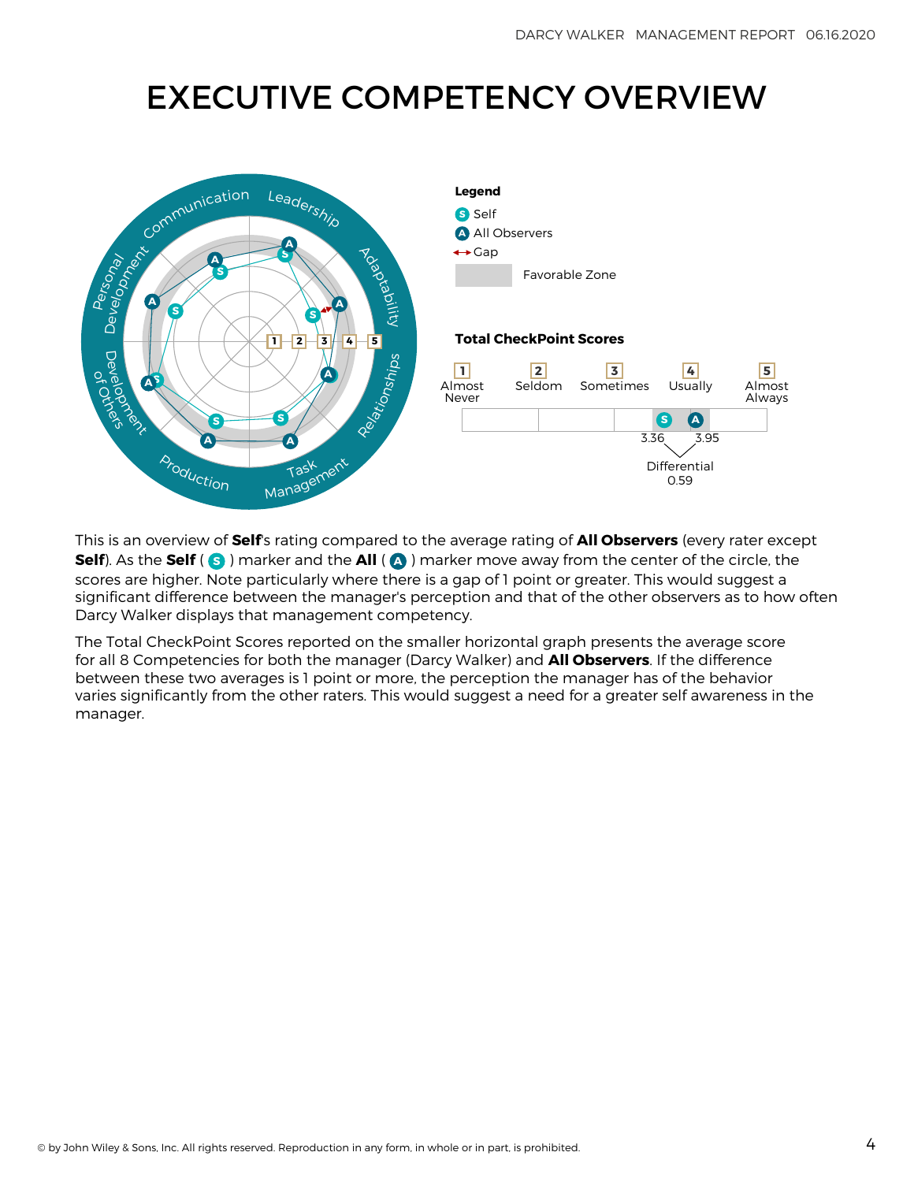# EXECUTIVE COMPETENCY OVERVIEW

**Legend**

- S Self
- A All Observers
- ↔ Gap
- Favorable Zone

**Total CheckPoint Scores**

| 1 Almost Never | 2 Seldom | 3 Sometimes | 4 Usually | 5 Almost Always |
|---|---|---|---|---|

S: 3.36 A: 3.95

Differential 0.59

This is an overview of **Self**'s rating compared to the average rating of **All Observers** (every rater except **Self**). As the **Self** ( S ) marker and the **All** ( A ) marker move away from the center of the circle, the scores are higher. Note particularly where there is a gap of 1 point or greater. This would suggest a significant difference between the manager's perception and that of the other observers as to how often Darcy Walker displays that management competency.

The Total CheckPoint Scores reported on the smaller horizontal graph presents the average score for all 8 Competencies for both the manager (Darcy Walker) and **All Observers**. If the difference between these two averages is 1 point or more, the perception the manager has of the behavior varies significantly from the other raters. This would suggest a need for a greater self awareness in the manager.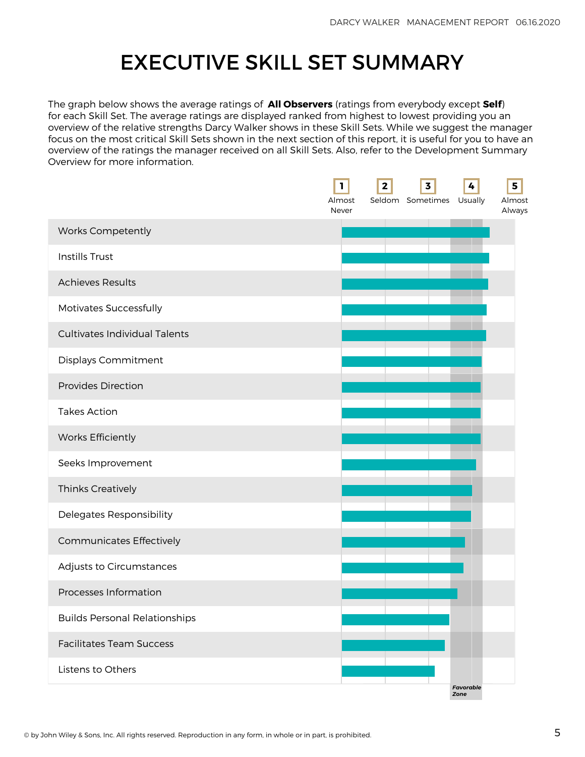# EXECUTIVE SKILL SET SUMMARY

The graph below shows the average ratings of **All Observers** (ratings from everybody except **Self**) for each Skill Set. The average ratings are displayed ranked from highest to lowest providing you an overview of the relative strengths Darcy Walker shows in these Skill Sets. While we suggest the manager focus on the most critical Skill Sets shown in the next section of this report, it is useful for you to have an overview of the ratings the manager received on all Skill Sets. Also, refer to the Development Summary Overview for more information.

Rating scale: 1 Almost Never, 2 Seldom, 3 Sometimes, 4 Usually, 5 Almost Always

- Works Competently
- Instills Trust
- Achieves Results
- Motivates Successfully
- Cultivates Individual Talents
- Displays Commitment
- Provides Direction
- Takes Action
- Works Efficiently
- Seeks Improvement
- Thinks Creatively
- Delegates Responsibility
- Communicates Effectively
- Adjusts to Circumstances
- Processes Information
- Builds Personal Relationships
- Facilitates Team Success
- Listens to Others

*Favorable Zone*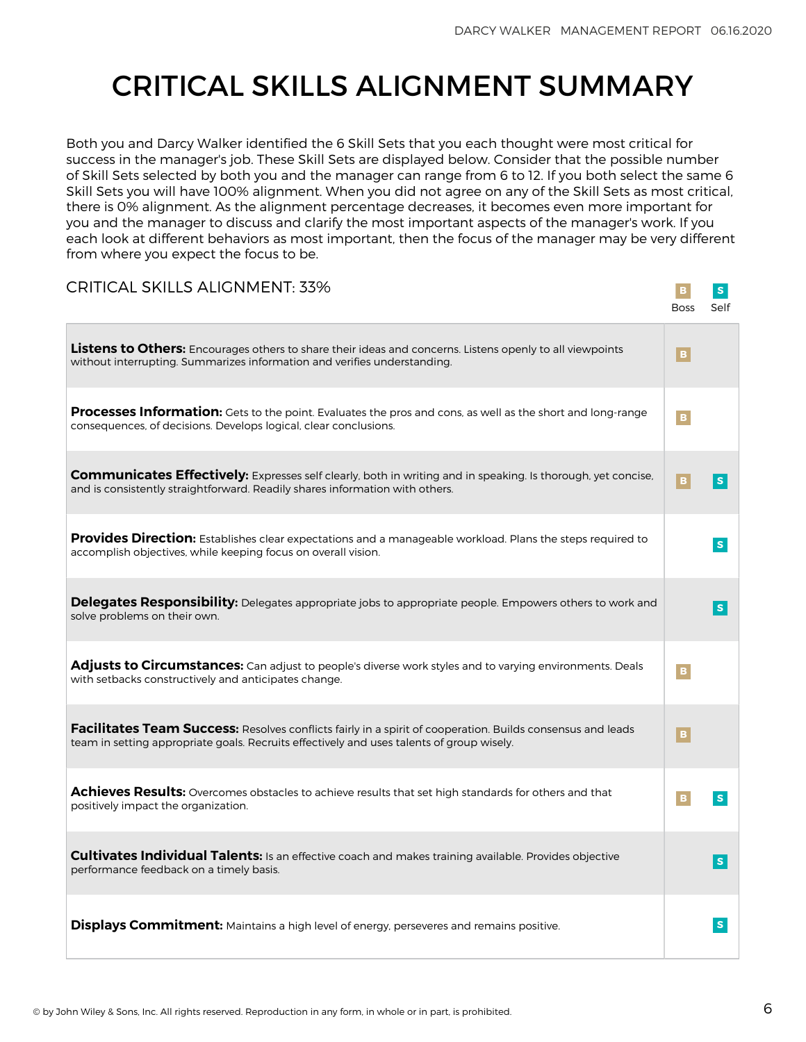# CRITICAL SKILLS ALIGNMENT SUMMARY

Both you and Darcy Walker identified the 6 Skill Sets that you each thought were most critical for success in the manager's job. These Skill Sets are displayed below. Consider that the possible number of Skill Sets selected by both you and the manager can range from 6 to 12. If you both select the same 6 Skill Sets you will have 100% alignment. When you did not agree on any of the Skill Sets as most critical, there is 0% alignment. As the alignment percentage decreases, it becomes even more important for you and the manager to discuss and clarify the most important aspects of the manager's work. If you each look at different behaviors as most important, then the focus of the manager may be very different from where you expect the focus to be.

CRITICAL SKILLS ALIGNMENT: 33%

| Skill Set | B (Boss) | S (Self) |
|---|---|---|
| **Listens to Others:** Encourages others to share their ideas and concerns. Listens openly to all viewpoints without interrupting. Summarizes information and verifies understanding. | B | |
| **Processes Information:** Gets to the point. Evaluates the pros and cons, as well as the short and long-range consequences, of decisions. Develops logical, clear conclusions. | B | |
| **Communicates Effectively:** Expresses self clearly, both in writing and in speaking. Is thorough, yet concise, and is consistently straightforward. Readily shares information with others. | B | S |
| **Provides Direction:** Establishes clear expectations and a manageable workload. Plans the steps required to accomplish objectives, while keeping focus on overall vision. | | S |
| **Delegates Responsibility:** Delegates appropriate jobs to appropriate people. Empowers others to work and solve problems on their own. | | S |
| **Adjusts to Circumstances:** Can adjust to people's diverse work styles and to varying environments. Deals with setbacks constructively and anticipates change. | B | |
| **Facilitates Team Success:** Resolves conflicts fairly in a spirit of cooperation. Builds consensus and leads team in setting appropriate goals. Recruits effectively and uses talents of group wisely. | B | |
| **Achieves Results:** Overcomes obstacles to achieve results that set high standards for others and that positively impact the organization. | B | S |
| **Cultivates Individual Talents:** Is an effective coach and makes training available. Provides objective performance feedback on a timely basis. | | S |
| **Displays Commitment:** Maintains a high level of energy, perseveres and remains positive. | | S |

© by John Wiley & Sons, Inc. All rights reserved. Reproduction in any form, in whole or in part, is prohibited.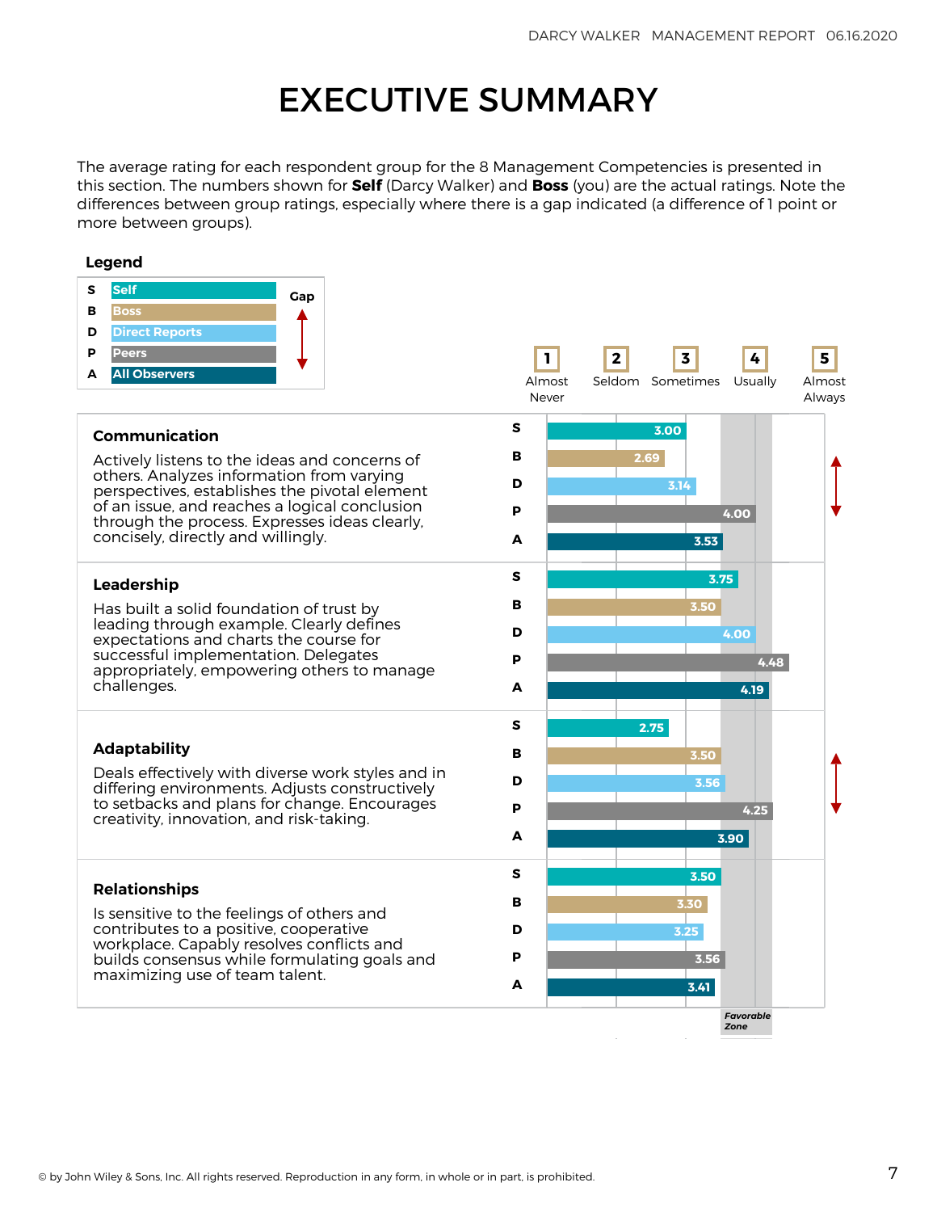# EXECUTIVE SUMMARY

The average rating for each respondent group for the 8 Management Competencies is presented in this section. The numbers shown for **Self** (Darcy Walker) and **Boss** (you) are the actual ratings. Note the differences between group ratings, especially where there is a gap indicated (a difference of 1 point or more between groups).

**Legend**

- **S** Self
- **B** Boss
- **D** Direct Reports
- **P** Peers
- **A** All Observers
- Gap (indicated by a double-headed arrow)

Rating scale: 1 Almost Never, 2 Seldom, 3 Sometimes, 4 Usually, 5 Almost Always

| Competency | S | B | D | P | A | Gap |
|---|---|---|---|---|---|---|
| **Communication** — Actively listens to the ideas and concerns of others. Analyzes information from varying perspectives, establishes the pivotal element of an issue, and reaches a logical conclusion through the process. Expresses ideas clearly, concisely, directly and willingly. | 3.00 | 2.69 | 3.14 | 4.00 | 3.53 | Yes |
| **Leadership** — Has built a solid foundation of trust by leading through example. Clearly defines expectations and charts the course for successful implementation. Delegates appropriately, empowering others to manage challenges. | 3.75 | 3.50 | 4.00 | 4.48 | 4.19 | |
| **Adaptability** — Deals effectively with diverse work styles and in differing environments. Adjusts constructively to setbacks and plans for change. Encourages creativity, innovation, and risk-taking. | 2.75 | 3.50 | 3.56 | 4.25 | 3.90 | Yes |
| **Relationships** — Is sensitive to the feelings of others and contributes to a positive, cooperative workplace. Capably resolves conflicts and builds consensus while formulating goals and maximizing use of team talent. | 3.50 | 3.30 | 3.25 | 3.56 | 3.41 | |

*Favorable Zone*

© by John Wiley & Sons, Inc. All rights reserved. Reproduction in any form, in whole or in part, is prohibited.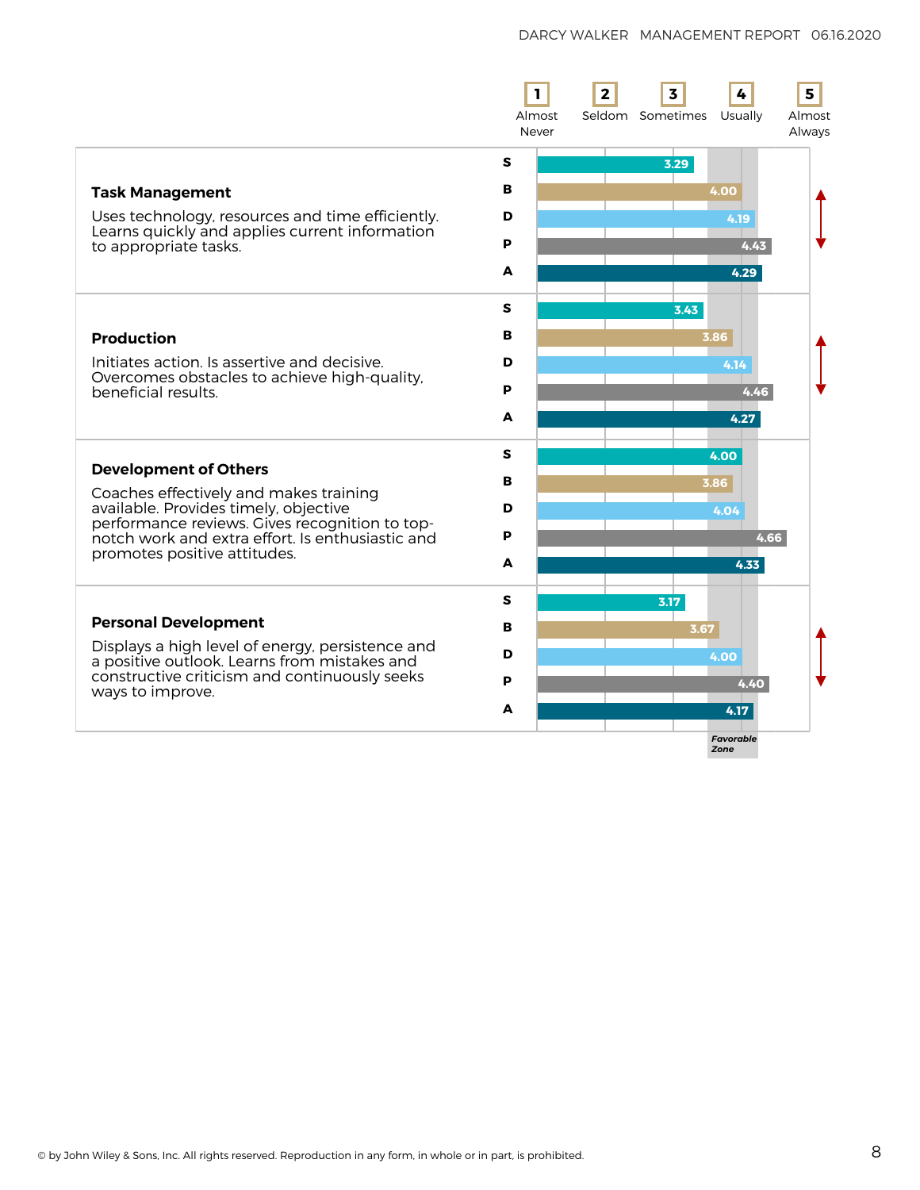| | | 1 Almost Never | 2 Seldom | 3 Sometimes | 4 Usually | 5 Almost Always |
|---|---|---|---|---|---|---|
| **Task Management** Uses technology, resources and time efficiently. Learns quickly and applies current information to appropriate tasks. | S | 3.29 | | | | |
| | B | 4.00 | | | | |
| | D | 4.19 | | | | |
| | P | 4.43 | | | | |
| | A | 4.29 | | | | |
| **Production** Initiates action. Is assertive and decisive. Overcomes obstacles to achieve high-quality, beneficial results. | S | 3.43 | | | | |
| | B | 3.86 | | | | |
| | D | 4.14 | | | | |
| | P | 4.46 | | | | |
| | A | 4.27 | | | | |
| **Development of Others** Coaches effectively and makes training available. Provides timely, objective performance reviews. Gives recognition to top-notch work and extra effort. Is enthusiastic and promotes positive attitudes. | S | 4.00 | | | | |
| | B | 3.86 | | | | |
| | D | 4.04 | | | | |
| | P | 4.66 | | | | |
| | A | 4.33 | | | | |
| **Personal Development** Displays a high level of energy, persistence and a positive outlook. Learns from mistakes and constructive criticism and continuously seeks ways to improve. | S | 3.17 | | | | |
| | B | 3.67 | | | | |
| | D | 4.00 | | | | |
| | P | 4.40 | | | | |
| | A | 4.17 | | | | |

*Favorable Zone*

© by John Wiley & Sons, Inc. All rights reserved. Reproduction in any form, in whole or in part, is prohibited.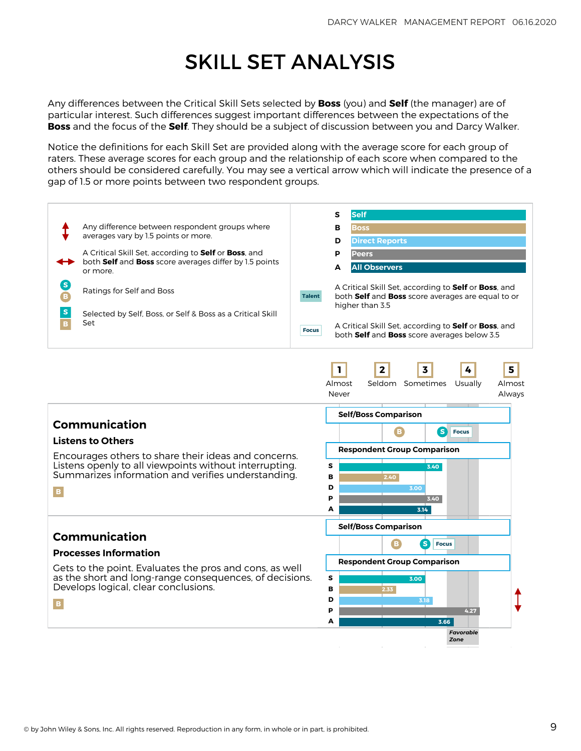# SKILL SET ANALYSIS

Any differences between the Critical Skill Sets selected by **Boss** (you) and **Self** (the manager) are of particular interest. Such differences suggest important differences between the expectations of the **Boss** and the focus of the **Self**. They should be a subject of discussion between you and Darcy Walker.

Notice the definitions for each Skill Set are provided along with the average score for each group of raters. These average scores for each group and the relationship of each score when compared to the others should be considered carefully. You may see a vertical arrow which will indicate the presence of a gap of 1.5 or more points between two respondent groups.

| Symbol | Meaning |
|---|---|
| ↕ | Any difference between respondent groups where averages vary by 1.5 points or more. |
| ↔ | A Critical Skill Set, according to **Self** or **Boss**, and both **Self** and **Boss** score averages differ by 1.5 points or more. |
| S / B (circles) | Ratings for Self and Boss |
| S / B (squares) | Selected by Self, Boss, or Self & Boss as a Critical Skill Set |
| Talent | A Critical Skill Set, according to **Self** or **Boss**, and both **Self** and **Boss** score averages are equal to or higher than 3.5 |
| Focus | A Critical Skill Set, according to **Self** or **Boss**, and both **Self** and **Boss** score averages below 3.5 |

| Code | Group |
|---|---|
| S | Self |
| B | Boss |
| D | Direct Reports |
| P | Peers |
| A | All Observers |

Scale: 1 Almost Never, 2 Seldom, 3 Sometimes, 4 Usually, 5 Almost Always

## Communication

### Listens to Others

Encourages others to share their ideas and concerns. Listens openly to all viewpoints without interrupting. Summarizes information and verifies understanding.

B

**Self/Boss Comparison:** B, S — Focus

**Respondent Group Comparison**

| Group | Score |
|---|---|
| S | 3.40 |
| B | 2.40 |
| D | 3.00 |
| P | 3.40 |
| A | 3.14 |

## Communication

### Processes Information

Gets to the point. Evaluates the pros and cons, as well as the short and long-range consequences, of decisions. Develops logical, clear conclusions.

B

**Self/Boss Comparison:** B, S — Focus

**Respondent Group Comparison** (↕ gap of 1.5 or more)

| Group | Score |
|---|---|
| S | 3.00 |
| B | 2.33 |
| D | 3.18 |
| P | 4.27 |
| A | 3.66 |

*Favorable Zone*

© by John Wiley & Sons, Inc. All rights reserved. Reproduction in any form, in whole or in part, is prohibited.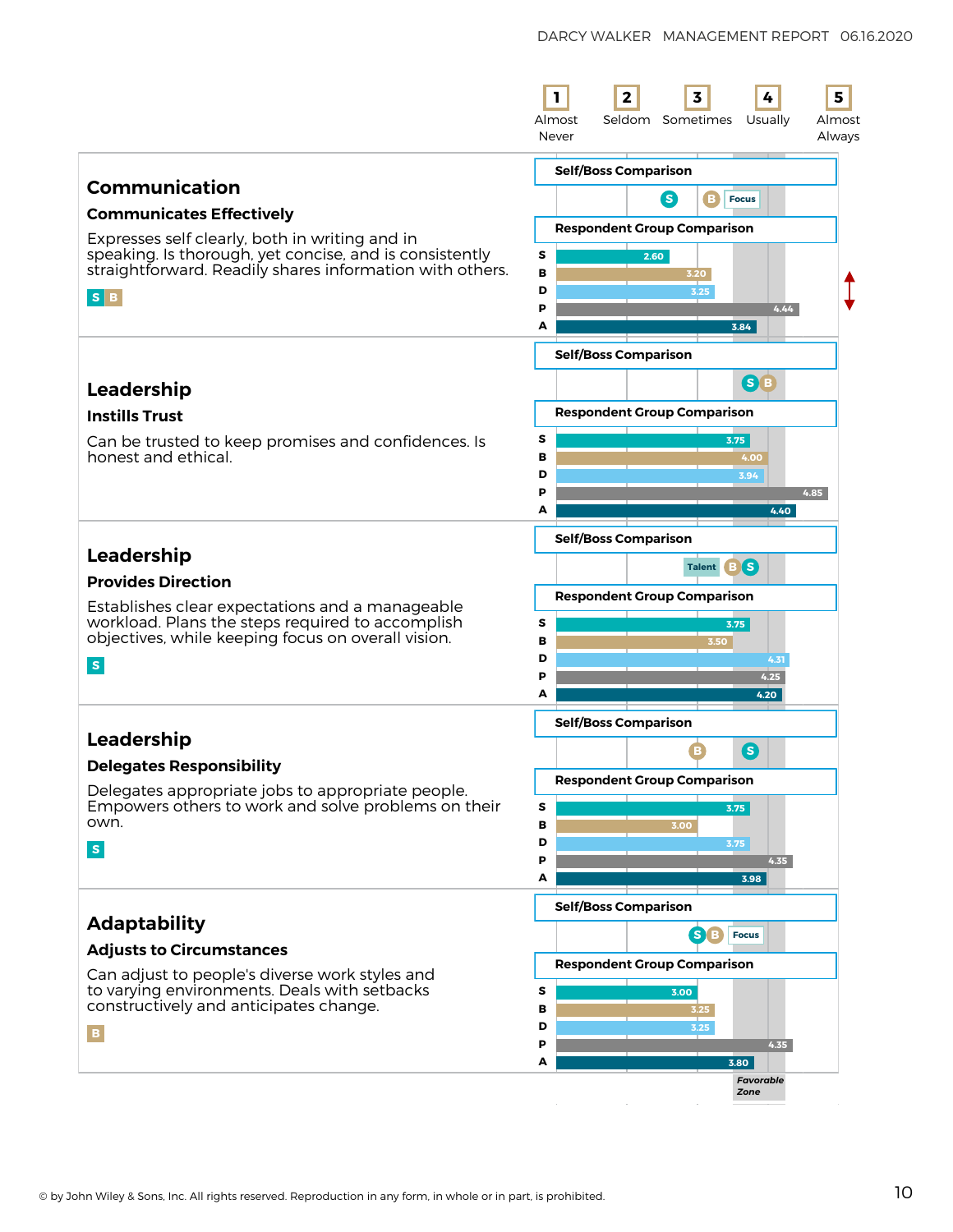| 1 | 2 | 3 | 4 | 5 |
|---|---|---|---|---|
| Almost Never | Seldom | Sometimes | Usually | Almost Always |

## Communication

### Communicates Effectively

Expresses self clearly, both in writing and in speaking. Is thorough, yet concise, and is consistently straightforward. Readily shares information with others.

S B

**Self/Boss Comparison**

S B Focus

**Respondent Group Comparison**

| | |
|---|---|
| S | 2.60 |
| B | 3.20 |
| D | 3.25 |
| P | 4.44 |
| A | 3.84 |

## Leadership

### Instills Trust

Can be trusted to keep promises and confidences. Is honest and ethical.

**Self/Boss Comparison**

S B

**Respondent Group Comparison**

| | |
|---|---|
| S | 3.75 |
| B | 4.00 |
| D | 3.94 |
| P | 4.85 |
| A | 4.40 |

## Leadership

### Provides Direction

Establishes clear expectations and a manageable workload. Plans the steps required to accomplish objectives, while keeping focus on overall vision.

S

**Self/Boss Comparison**

Talent B S

**Respondent Group Comparison**

| | |
|---|---|
| S | 3.75 |
| B | 3.50 |
| D | 4.31 |
| P | 4.25 |
| A | 4.20 |

## Leadership

### Delegates Responsibility

Delegates appropriate jobs to appropriate people. Empowers others to work and solve problems on their own.

S

**Self/Boss Comparison**

B S

**Respondent Group Comparison**

| | |
|---|---|
| S | 3.75 |
| B | 3.00 |
| D | 3.75 |
| P | 4.35 |
| A | 3.98 |

## Adaptability

### Adjusts to Circumstances

Can adjust to people's diverse work styles and to varying environments. Deals with setbacks constructively and anticipates change.

B

**Self/Boss Comparison**

S B Focus

**Respondent Group Comparison**

| | |
|---|---|
| S | 3.00 |
| B | 3.25 |
| D | 3.25 |
| P | 4.35 |
| A | 3.80 |

*Favorable Zone*

© by John Wiley & Sons, Inc. All rights reserved. Reproduction in any form, in whole or in part, is prohibited.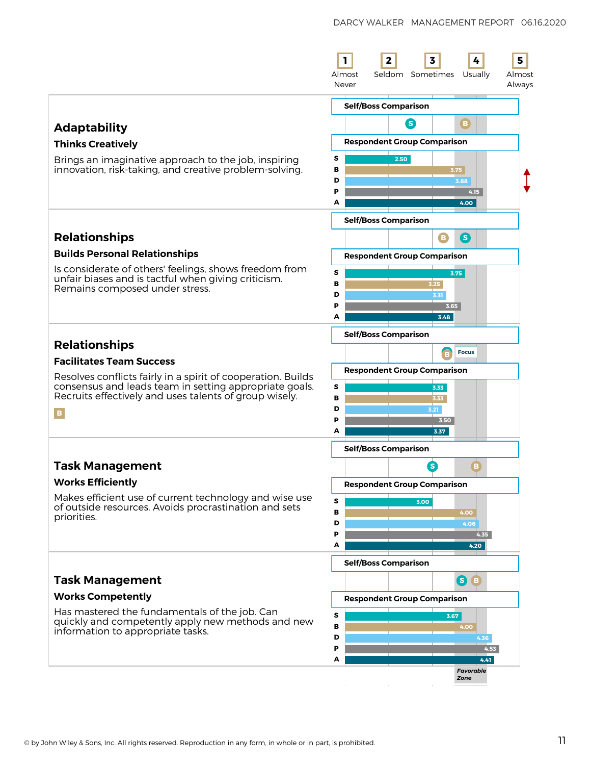| | 1 Almost Never | 2 Seldom | 3 Sometimes | 4 Usually | 5 Almost Always |
|---|---|---|---|---|---|

## Adaptability

### Thinks Creatively

Brings an imaginative approach to the job, inspiring innovation, risk-taking, and creative problem-solving.

**Self/Boss Comparison**: S, B

**Respondent Group Comparison**

| | Score |
|---|---|
| S | 2.50 |
| B | 3.75 |
| D | 3.88 |
| P | 4.15 |
| A | 4.00 |

## Relationships

### Builds Personal Relationships

Is considerate of others' feelings, shows freedom from unfair biases and is tactful when giving criticism. Remains composed under stress.

**Self/Boss Comparison**: B, S

**Respondent Group Comparison**

| | Score |
|---|---|
| S | 3.75 |
| B | 3.25 |
| D | 3.31 |
| P | 3.65 |
| A | 3.48 |

## Relationships

### Facilitates Team Success

Resolves conflicts fairly in a spirit of cooperation. Builds consensus and leads team in setting appropriate goals. Recruits effectively and uses talents of group wisely.

B

**Self/Boss Comparison**: B, Focus

**Respondent Group Comparison**

| | Score |
|---|---|
| S | 3.33 |
| B | 3.33 |
| D | 3.21 |
| P | 3.50 |
| A | 3.37 |

## Task Management

### Works Efficiently

Makes efficient use of current technology and wise use of outside resources. Avoids procrastination and sets priorities.

**Self/Boss Comparison**: S, B

**Respondent Group Comparison**

| | Score |
|---|---|
| S | 3.00 |
| B | 4.00 |
| D | 4.06 |
| P | 4.35 |
| A | 4.20 |

## Task Management

### Works Competently

Has mastered the fundamentals of the job. Can quickly and competently apply new methods and new information to appropriate tasks.

**Self/Boss Comparison**: S, B

**Respondent Group Comparison**

| | Score |
|---|---|
| S | 3.67 |
| B | 4.00 |
| D | 4.36 |
| P | 4.53 |
| A | 4.41 |

*Favorable Zone*

© by John Wiley & Sons, Inc. All rights reserved. Reproduction in any form, in whole or in part, is prohibited.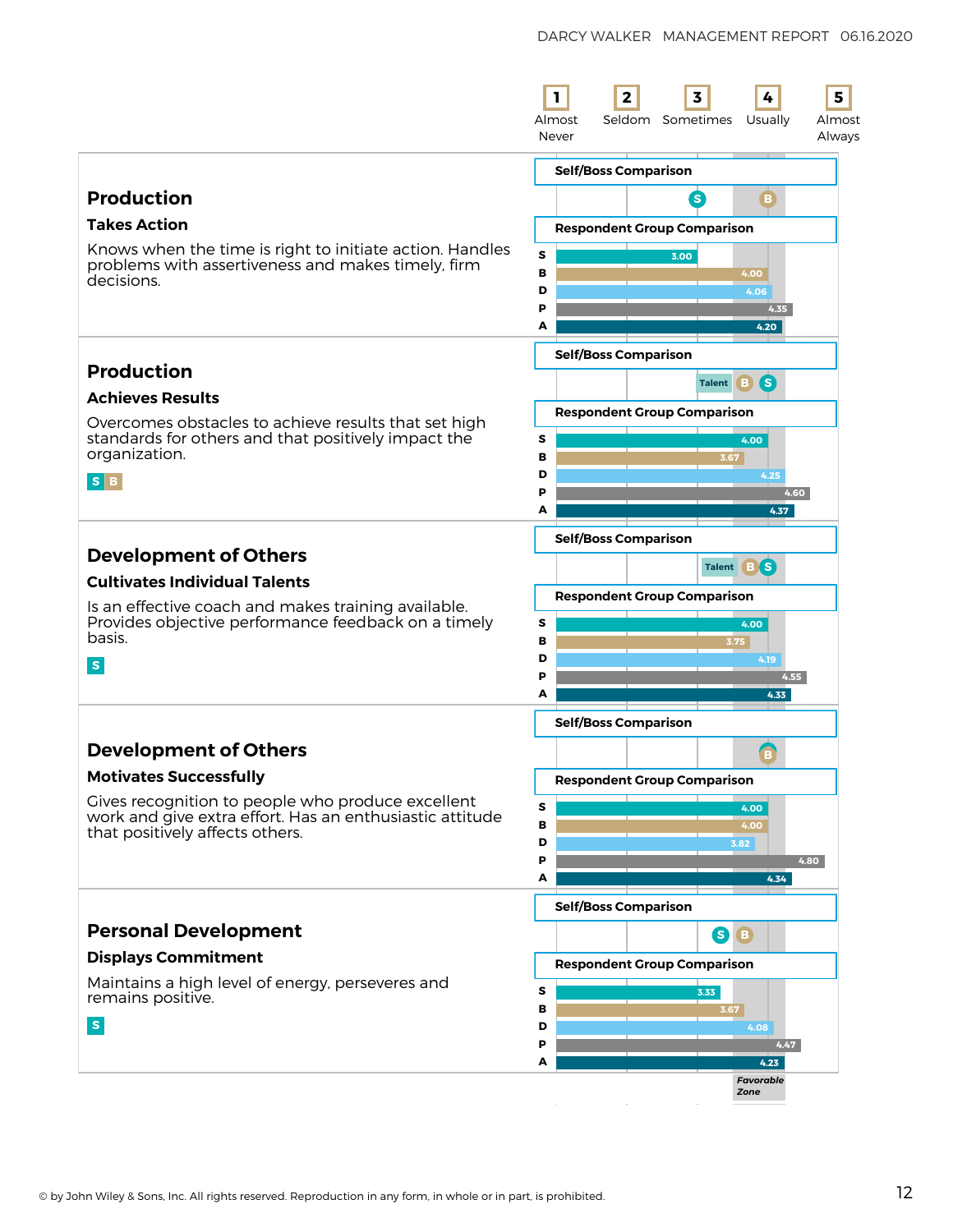Rating scale: 1 Almost Never | 2 Seldom | 3 Sometimes | 4 Usually | 5 Almost Always

## Production

### Takes Action

Knows when the time is right to initiate action. Handles problems with assertiveness and makes timely, firm decisions.

**Self/Boss Comparison**

S B

**Respondent Group Comparison**

| | Score |
|---|---|
| S | 3.00 |
| B | 4.00 |
| D | 4.06 |
| P | 4.35 |
| A | 4.20 |

## Production

### Achieves Results

Overcomes obstacles to achieve results that set high standards for others and that positively impact the organization.

S B

**Self/Boss Comparison**

Talent B S

**Respondent Group Comparison**

| | Score |
|---|---|
| S | 4.00 |
| B | 3.67 |
| D | 4.25 |
| P | 4.60 |
| A | 4.37 |

## Development of Others

### Cultivates Individual Talents

Is an effective coach and makes training available. Provides objective performance feedback on a timely basis.

S

**Self/Boss Comparison**

Talent B S

**Respondent Group Comparison**

| | Score |
|---|---|
| S | 4.00 |
| B | 3.75 |
| D | 4.19 |
| P | 4.55 |
| A | 4.33 |

## Development of Others

### Motivates Successfully

Gives recognition to people who produce excellent work and give extra effort. Has an enthusiastic attitude that positively affects others.

**Self/Boss Comparison**

B

**Respondent Group Comparison**

| | Score |
|---|---|
| S | 4.00 |
| B | 4.00 |
| D | 3.82 |
| P | 4.80 |
| A | 4.34 |

## Personal Development

### Displays Commitment

Maintains a high level of energy, perseveres and remains positive.

S

**Self/Boss Comparison**

S B

**Respondent Group Comparison**

| | Score |
|---|---|
| S | 3.33 |
| B | 3.67 |
| D | 4.08 |
| P | 4.47 |
| A | 4.23 |

*Favorable Zone*

© by John Wiley & Sons, Inc. All rights reserved. Reproduction in any form, in whole or in part, is prohibited.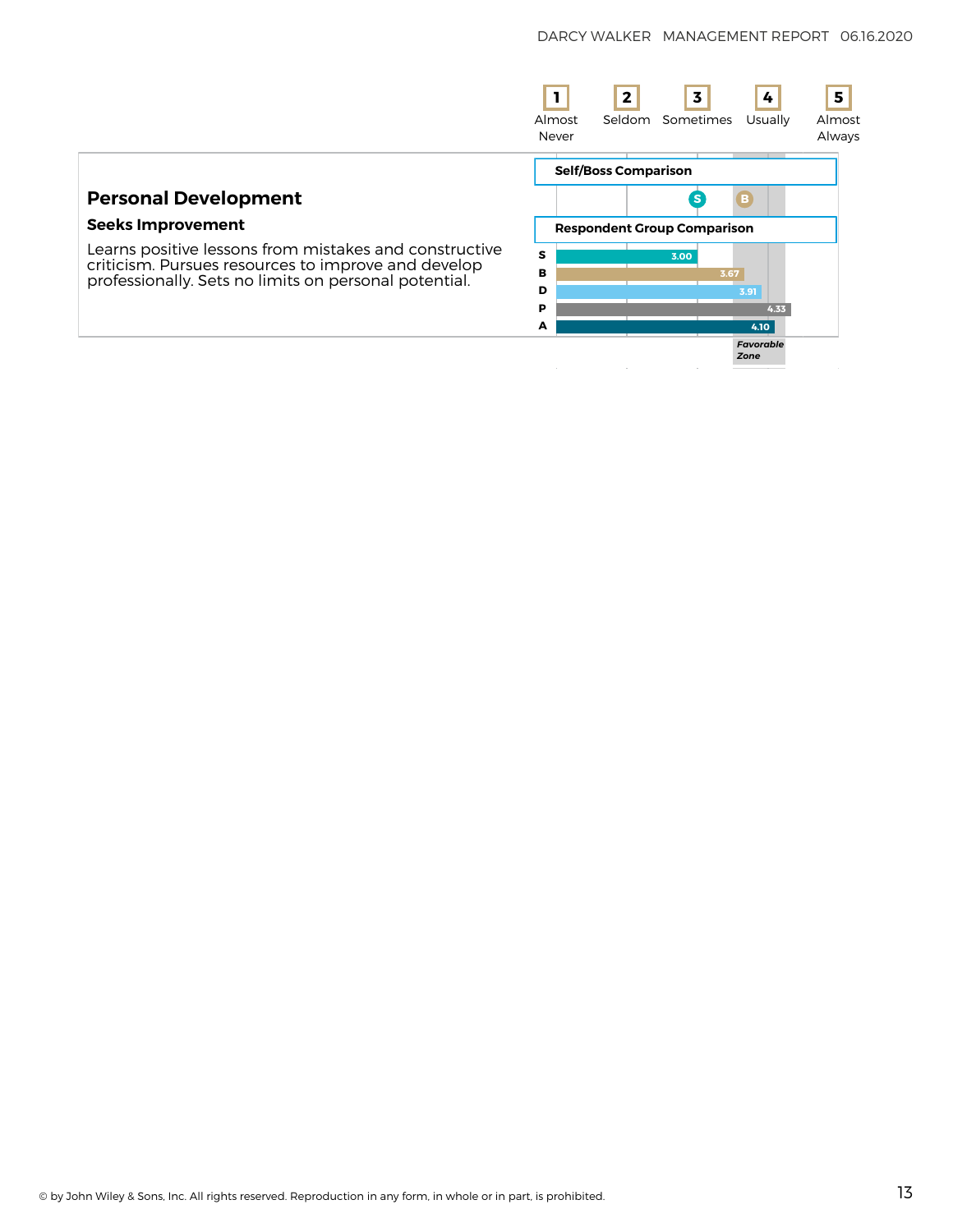| 1 | 2 | 3 | 4 | 5 |
|---|---|---|---|---|
| Almost Never | Seldom | Sometimes | Usually | Almost Always |

## Personal Development

### Seeks Improvement

Learns positive lessons from mistakes and constructive criticism. Pursues resources to improve and develop professionally. Sets no limits on personal potential.

**Self/Boss Comparison**

S B

**Respondent Group Comparison**

| Group | Score |
|---|---|
| S | 3.00 |
| B | 3.67 |
| D | 3.91 |
| P | 4.33 |
| A | 4.10 |

*Favorable Zone*

© by John Wiley & Sons, Inc. All rights reserved. Reproduction in any form, in whole or in part, is prohibited.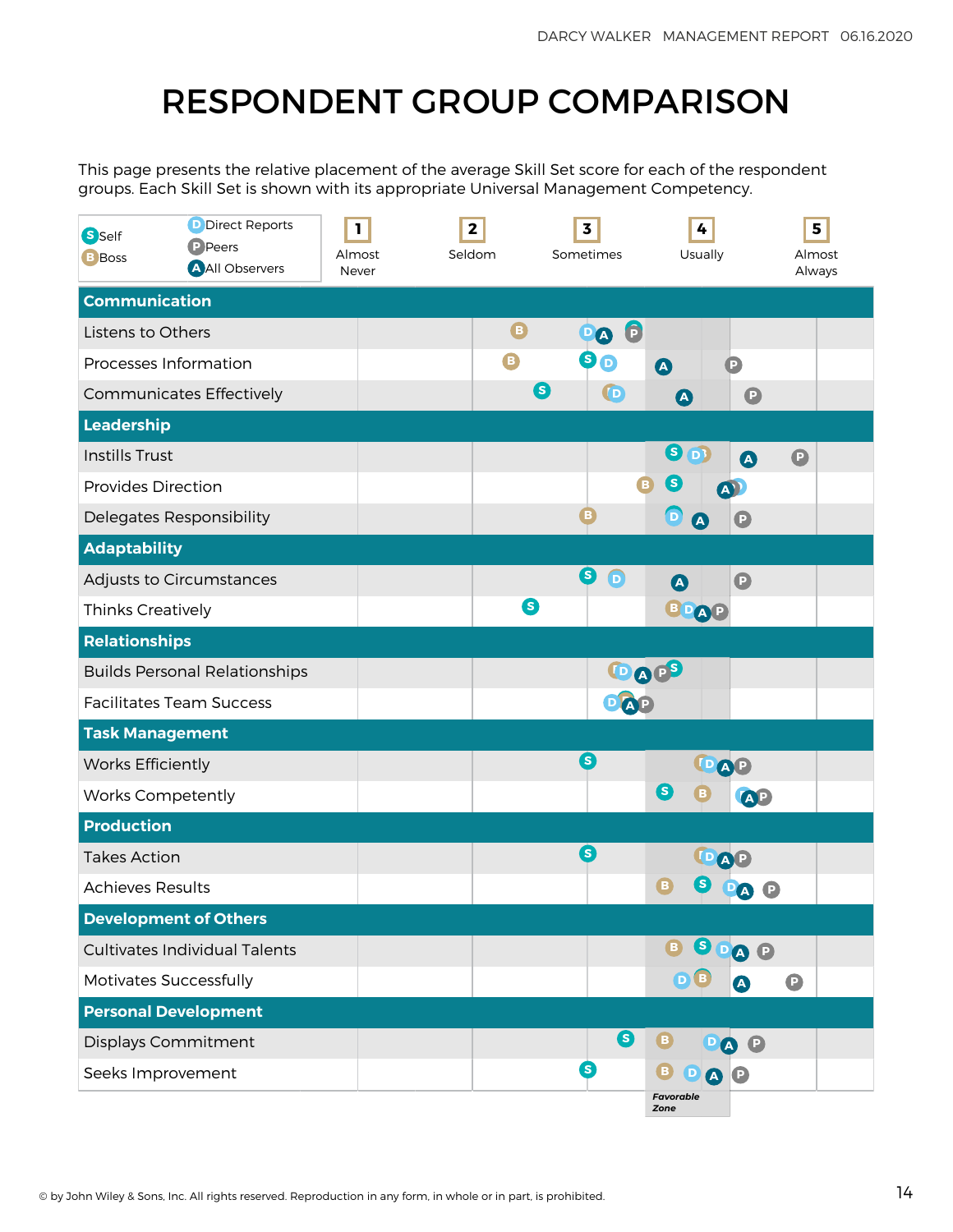# RESPONDENT GROUP COMPARISON

This page presents the relative placement of the average Skill Set score for each of the respondent groups. Each Skill Set is shown with its appropriate Universal Management Competency.

Legend: S = Self, B = Boss, D = Direct Reports, P = Peers, A = All Observers

Scale: 1 Almost Never · 2 Seldom · 3 Sometimes · 4 Usually · 5 Almost Always

**Communication**
- Listens to Others
- Processes Information
- Communicates Effectively

**Leadership**
- Instills Trust
- Provides Direction
- Delegates Responsibility

**Adaptability**
- Adjusts to Circumstances
- Thinks Creatively

**Relationships**
- Builds Personal Relationships
- Facilitates Team Success

**Task Management**
- Works Efficiently
- Works Competently

**Production**
- Takes Action
- Achieves Results

**Development of Others**
- Cultivates Individual Talents
- Motivates Successfully

**Personal Development**
- Displays Commitment
- Seeks Improvement

*Favorable Zone*

© by John Wiley & Sons, Inc. All rights reserved. Reproduction in any form, in whole or in part, is prohibited.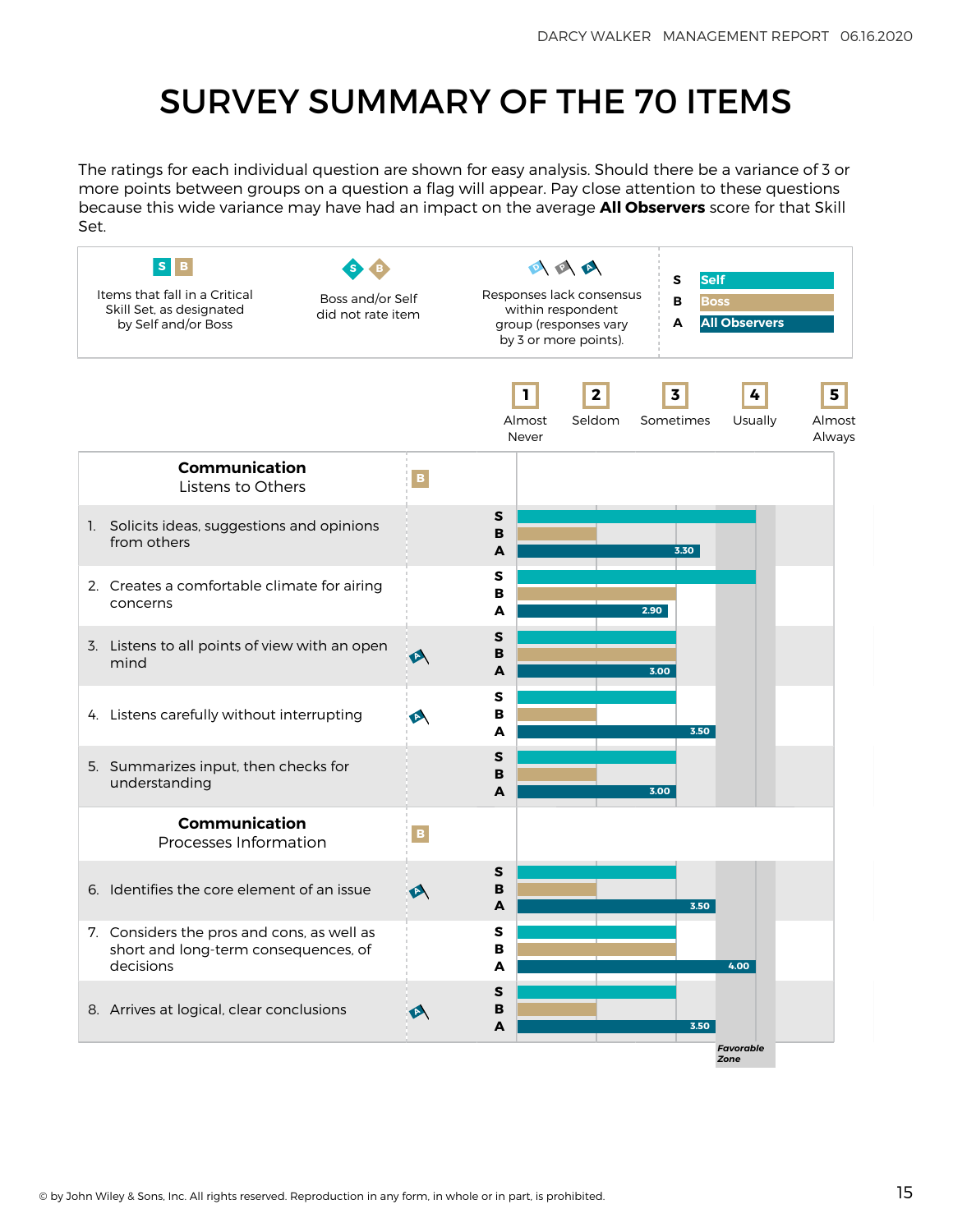# SURVEY SUMMARY OF THE 70 ITEMS

The ratings for each individual question are shown for easy analysis. Should there be a variance of 3 or more points between groups on a question a flag will appear. Pay close attention to these questions because this wide variance may have had an impact on the average **All Observers** score for that Skill Set.

| S B | S B (diamonds) | Flags | Legend |
|---|---|---|---|
| Items that fall in a Critical Skill Set, as designated by Self and/or Boss | Boss and/or Self did not rate item | Responses lack consensus within respondent group (responses vary by 3 or more points). | S Self<br>B Boss<br>A All Observers |

Rating scale: 1 Almost Never · 2 Seldom · 3 Sometimes · 4 Usually · 5 Almost Always

| Item | Flag | S | B | A |
|---|---|---|---|---|
| **Communication** Listens to Others (B) | | | | |
| 1. Solicits ideas, suggestions and opinions from others | | | | 3.30 |
| 2. Creates a comfortable climate for airing concerns | | | | 2.90 |
| 3. Listens to all points of view with an open mind | A | | | 3.00 |
| 4. Listens carefully without interrupting | A | | | 3.50 |
| 5. Summarizes input, then checks for understanding | | | | 3.00 |
| **Communication** Processes Information (B) | | | | |
| 6. Identifies the core element of an issue | A | | | 3.50 |
| 7. Considers the pros and cons, as well as short and long-term consequences, of decisions | | | | 4.00 |
| 8. Arrives at logical, clear conclusions | A | | | 3.50 |

*Favorable Zone*

© by John Wiley & Sons, Inc. All rights reserved. Reproduction in any form, in whole or in part, is prohibited.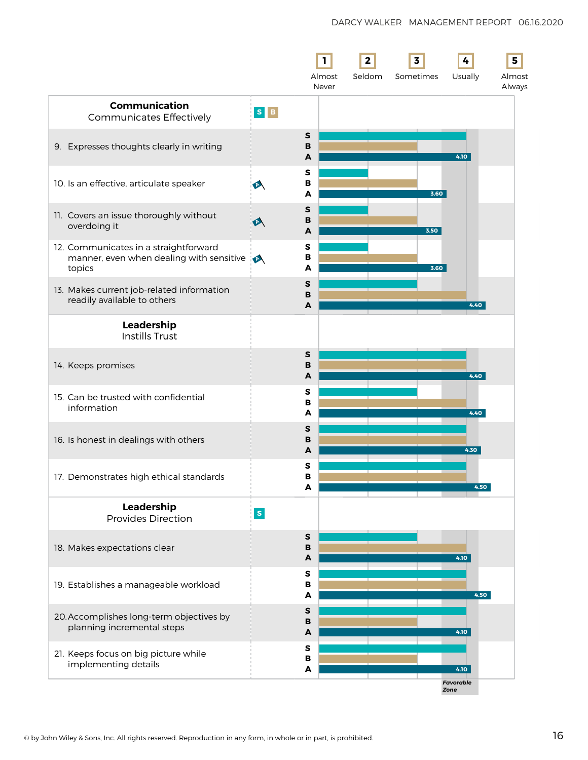| | | 1 Almost Never | 2 Seldom | 3 Sometimes | 4 Usually | 5 Almost Always |
|---|---|---|---|---|---|---|

**Communication** — Communicates Effectively (S, B)

| Item | Rater | Score |
|---|---|---|
| 9. Expresses thoughts clearly in writing | S | |
| | B | |
| | A | 4.10 |
| 10. Is an effective, articulate speaker (A) | S | |
| | B | |
| | A | 3.60 |
| 11. Covers an issue thoroughly without overdoing it (A) | S | |
| | B | |
| | A | 3.50 |
| 12. Communicates in a straightforward manner, even when dealing with sensitive topics (A) | S | |
| | B | |
| | A | 3.60 |
| 13. Makes current job-related information readily available to others | S | |
| | B | |
| | A | 4.40 |

**Leadership** — Instills Trust

| Item | Rater | Score |
|---|---|---|
| 14. Keeps promises | S | |
| | B | |
| | A | 4.40 |
| 15. Can be trusted with confidential information | S | |
| | B | |
| | A | 4.40 |
| 16. Is honest in dealings with others | S | |
| | B | |
| | A | 4.30 |
| 17. Demonstrates high ethical standards | S | |
| | B | |
| | A | 4.50 |

**Leadership** — Provides Direction (S)

| Item | Rater | Score |
|---|---|---|
| 18. Makes expectations clear | S | |
| | B | |
| | A | 4.10 |
| 19. Establishes a manageable workload | S | |
| | B | |
| | A | 4.50 |
| 20. Accomplishes long-term objectives by planning incremental steps | S | |
| | B | |
| | A | 4.10 |
| 21. Keeps focus on big picture while implementing details | S | |
| | B | |
| | A | 4.10 |

*Favorable Zone*

© by John Wiley & Sons, Inc. All rights reserved. Reproduction in any form, in whole or in part, is prohibited.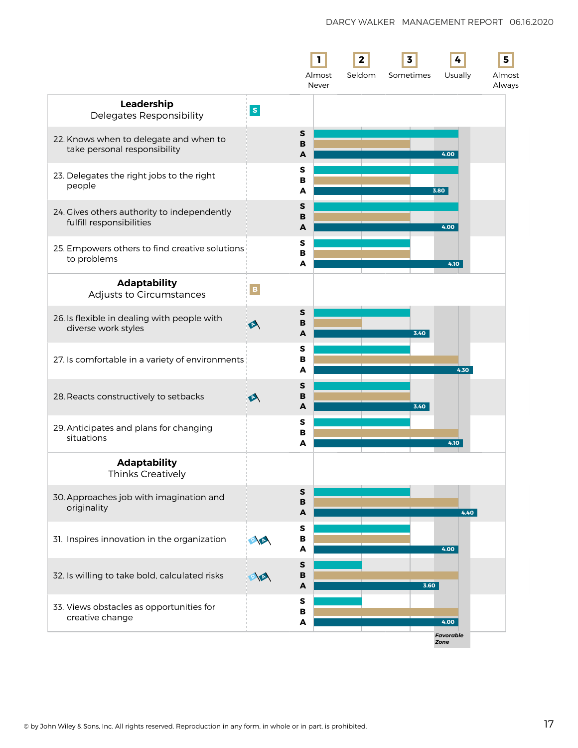| | 1 Almost Never | 2 Seldom | 3 Sometimes | 4 Usually | 5 Almost Always |
|---|---|---|---|---|---|

## Leadership
Delegates Responsibility (S)

| Item | S | B | A |
|---|---|---|---|
| 22. Knows when to delegate and when to take personal responsibility | | | 4.00 |
| 23. Delegates the right jobs to the right people | | | 3.80 |
| 24. Gives others authority to independently fulfill responsibilities | | | 4.00 |
| 25. Empowers others to find creative solutions to problems | | | 4.10 |

## Adaptability
Adjusts to Circumstances (B)

| Item | S | B | A |
|---|---|---|---|
| 26. Is flexible in dealing with people with diverse work styles (A) | | | 3.40 |
| 27. Is comfortable in a variety of environments | | | 4.30 |
| 28. Reacts constructively to setbacks (A) | | | 3.40 |
| 29. Anticipates and plans for changing situations | | | 4.10 |

## Adaptability
Thinks Creatively

| Item | S | B | A |
|---|---|---|---|
| 30. Approaches job with imagination and originality | | | 4.40 |
| 31. Inspires innovation in the organization (D, A) | | | 4.00 |
| 32. Is willing to take bold, calculated risks (D, A) | | | 3.60 |
| 33. Views obstacles as opportunities for creative change | | | 4.00 |

*Favorable Zone*

© by John Wiley & Sons, Inc. All rights reserved. Reproduction in any form, in whole or in part, is prohibited.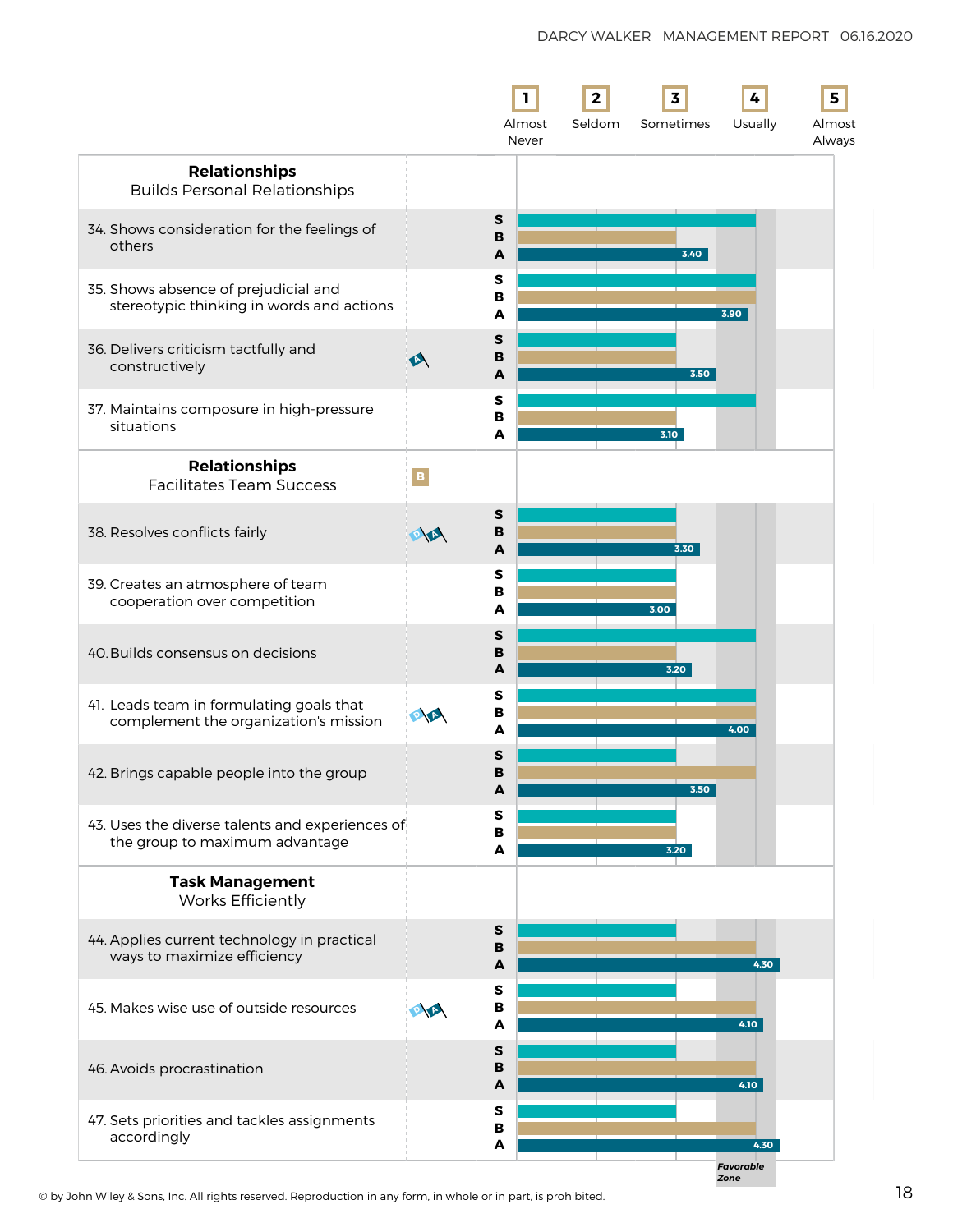**Rating scale:** 1 = Almost Never, 2 = Seldom, 3 = Sometimes, 4 = Usually, 5 = Almost Always

S = Self, B = Boss, A = Average. Favorable Zone: approximately 3.5–4.25.

## Relationships
### Builds Personal Relationships

| Item | Flags | S | B | A |
|---|---|---|---|---|
| 34. Shows consideration for the feelings of others | | 4 | 3 | 3.40 |
| 35. Shows absence of prejudicial and stereotypic thinking in words and actions | | 4 | 4 | 3.90 |
| 36. Delivers criticism tactfully and constructively | A | 3 | 3 | 3.50 |
| 37. Maintains composure in high-pressure situations | | 4 | 3 | 3.10 |

## Relationships
### Facilitates Team Success

Flag: B

| Item | Flags | S | B | A |
|---|---|---|---|---|
| 38. Resolves conflicts fairly | D, A | 3 | 3 | 3.30 |
| 39. Creates an atmosphere of team cooperation over competition | | 3 | 3 | 3.00 |
| 40. Builds consensus on decisions | | 4 | 3 | 3.20 |
| 41. Leads team in formulating goals that complement the organization's mission | D, A | 4 | 4 | 4.00 |
| 42. Brings capable people into the group | | 3 | 4 | 3.50 |
| 43. Uses the diverse talents and experiences of the group to maximum advantage | | 3 | 3 | 3.20 |

## Task Management
### Works Efficiently

| Item | Flags | S | B | A |
|---|---|---|---|---|
| 44. Applies current technology in practical ways to maximize efficiency | | 3 | 4 | 4.30 |
| 45. Makes wise use of outside resources | D, A | 3 | 4 | 4.10 |
| 46. Avoids procrastination | | 3 | 4 | 4.10 |
| 47. Sets priorities and tackles assignments accordingly | | 3 | 4 | 4.30 |

*Favorable Zone*

© by John Wiley & Sons, Inc. All rights reserved. Reproduction in any form, in whole or in part, is prohibited.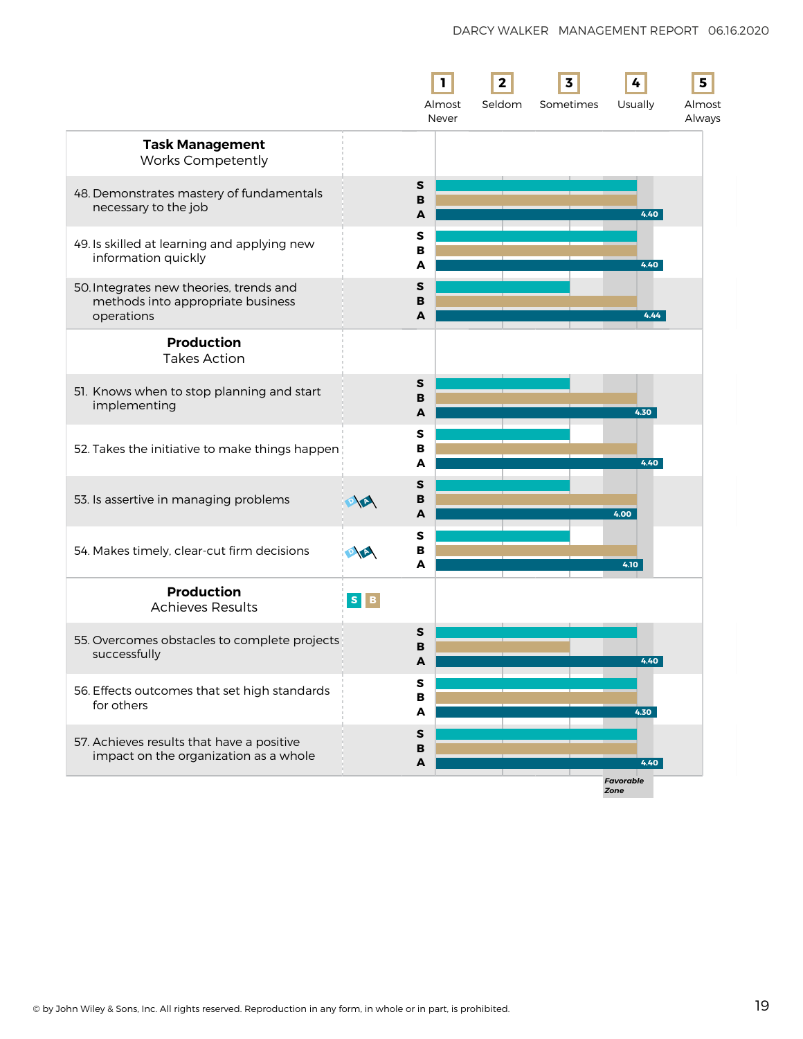| | | 1 Almost Never | 2 Seldom | 3 Sometimes | 4 Usually | 5 Almost Always |
|---|---|---|---|---|---|---|
| **Task Management** Works Competently | | | | | | |
| 48. Demonstrates mastery of fundamentals necessary to the job | S B A | | | | | 4.40 |
| 49. Is skilled at learning and applying new information quickly | S B A | | | | | 4.40 |
| 50. Integrates new theories, trends and methods into appropriate business operations | S B A | | | | | 4.44 |
| **Production** Takes Action | | | | | | |
| 51. Knows when to stop planning and start implementing | S B A | | | | | 4.30 |
| 52. Takes the initiative to make things happen | S B A | | | | | 4.40 |
| 53. Is assertive in managing problems (D A) | S B A | | | | | 4.00 |
| 54. Makes timely, clear-cut firm decisions (D A) | S B A | | | | | 4.10 |
| **Production** Achieves Results (S B) | | | | | | |
| 55. Overcomes obstacles to complete projects successfully | S B A | | | | | 4.40 |
| 56. Effects outcomes that set high standards for others | S B A | | | | | 4.30 |
| 57. Achieves results that have a positive impact on the organization as a whole | S B A | | | | | 4.40 |

*Favorable Zone*

© by John Wiley & Sons, Inc. All rights reserved. Reproduction in any form, in whole or in part, is prohibited.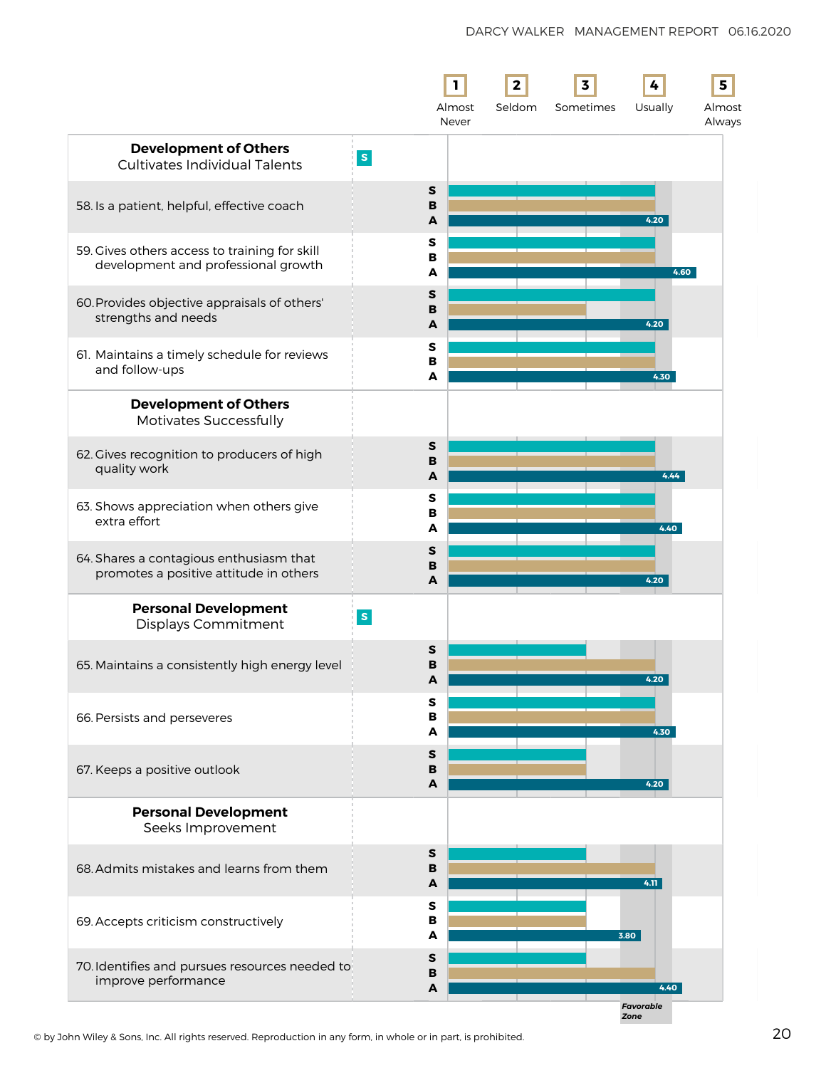| | | 1 Almost Never | 2 Seldom | 3 Sometimes | 4 Usually | 5 Almost Always |
|---|---|---|---|---|---|---|
| **Development of Others** Cultivates Individual Talents | S | | | | | |
| 58. Is a patient, helpful, effective coach | S / B / A | | | | 4.20 | |
| 59. Gives others access to training for skill development and professional growth | S / B / A | | | | 4.60 | |
| 60. Provides objective appraisals of others' strengths and needs | S / B / A | | | | 4.20 | |
| 61. Maintains a timely schedule for reviews and follow-ups | S / B / A | | | | 4.30 | |
| **Development of Others** Motivates Successfully | | | | | | |
| 62. Gives recognition to producers of high quality work | S / B / A | | | | 4.44 | |
| 63. Shows appreciation when others give extra effort | S / B / A | | | | 4.40 | |
| 64. Shares a contagious enthusiasm that promotes a positive attitude in others | S / B / A | | | | 4.20 | |
| **Personal Development** Displays Commitment | S | | | | | |
| 65. Maintains a consistently high energy level | S / B / A | | | | 4.20 | |
| 66. Persists and perseveres | S / B / A | | | | 4.30 | |
| 67. Keeps a positive outlook | S / B / A | | | | 4.20 | |
| **Personal Development** Seeks Improvement | | | | | | |
| 68. Admits mistakes and learns from them | S / B / A | | | | 4.11 | |
| 69. Accepts criticism constructively | S / B / A | | | 3.80 | | |
| 70. Identifies and pursues resources needed to improve performance | S / B / A | | | | 4.40 | |

*Favorable Zone*

© by John Wiley & Sons, Inc. All rights reserved. Reproduction in any form, in whole or in part, is prohibited.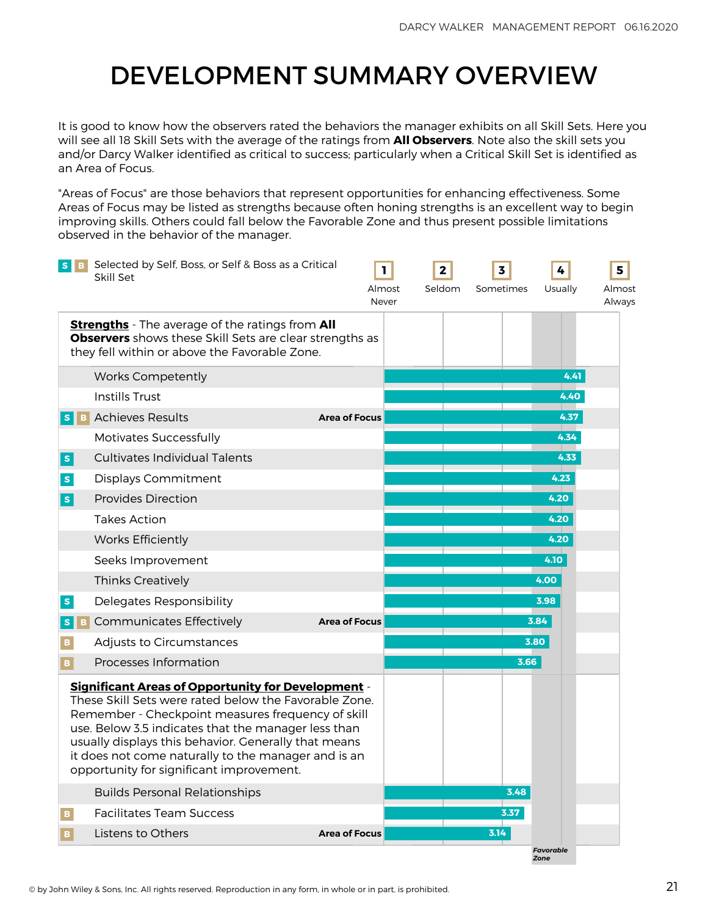# DEVELOPMENT SUMMARY OVERVIEW

It is good to know how the observers rated the behaviors the manager exhibits on all Skill Sets. Here you will see all 18 Skill Sets with the average of the ratings from **All Observers**. Note also the skill sets you and/or Darcy Walker identified as critical to success; particularly when a Critical Skill Set is identified as an Area of Focus.

"Areas of Focus" are those behaviors that represent opportunities for enhancing effectiveness. Some Areas of Focus may be listed as strengths because often honing strengths is an excellent way to begin improving skills. Others could fall below the Favorable Zone and thus present possible limitations observed in the behavior of the manager.

**S** **B** Selected by Self, Boss, or Self & Boss as a Critical Skill Set

Scale: 1 Almost Never | 2 Seldom | 3 Sometimes | 4 Usually | 5 Almost Always

**Strengths** - The average of the ratings from **All Observers** shows these Skill Sets are clear strengths as they fell within or above the Favorable Zone.

| Critical | Skill Set | Area of Focus | Rating |
|---|---|---|---|
| | Works Competently | | 4.41 |
| | Instills Trust | | 4.40 |
| S B | Achieves Results | Area of Focus | 4.37 |
| | Motivates Successfully | | 4.34 |
| S | Cultivates Individual Talents | | 4.33 |
| S | Displays Commitment | | 4.23 |
| S | Provides Direction | | 4.20 |
| | Takes Action | | 4.20 |
| | Works Efficiently | | 4.20 |
| | Seeks Improvement | | 4.10 |
| | Thinks Creatively | | 4.00 |
| S | Delegates Responsibility | | 3.98 |
| S B | Communicates Effectively | Area of Focus | 3.84 |
| B | Adjusts to Circumstances | | 3.80 |
| B | Processes Information | | 3.66 |

**Significant Areas of Opportunity for Development** - These Skill Sets were rated below the Favorable Zone. Remember - Checkpoint measures frequency of skill use. Below 3.5 indicates that the manager less than usually displays this behavior. Generally that means it does not come naturally to the manager and is an opportunity for significant improvement.

| Critical | Skill Set | Area of Focus | Rating |
|---|---|---|---|
| | Builds Personal Relationships | | 3.48 |
| B | Facilitates Team Success | | 3.37 |
| B | Listens to Others | Area of Focus | 3.14 |

*Favorable Zone*

© by John Wiley & Sons, Inc. All rights reserved. Reproduction in any form, in whole or in part, is prohibited.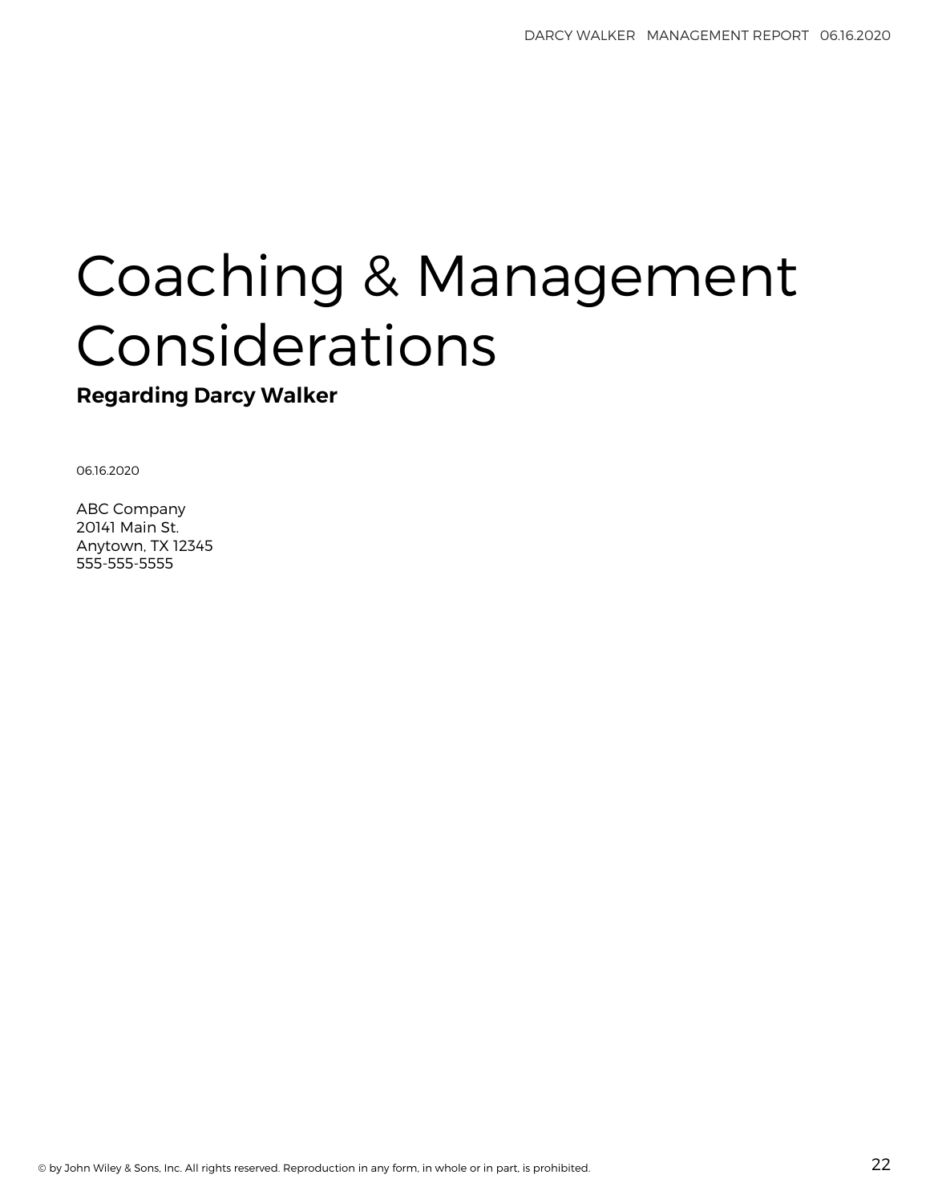# Coaching & Management Considerations

**Regarding Darcy Walker**

06.16.2020

ABC Company
20141 Main St.
Anytown, TX 12345
555-555-5555

© by John Wiley & Sons, Inc. All rights reserved. Reproduction in any form, in whole or in part, is prohibited.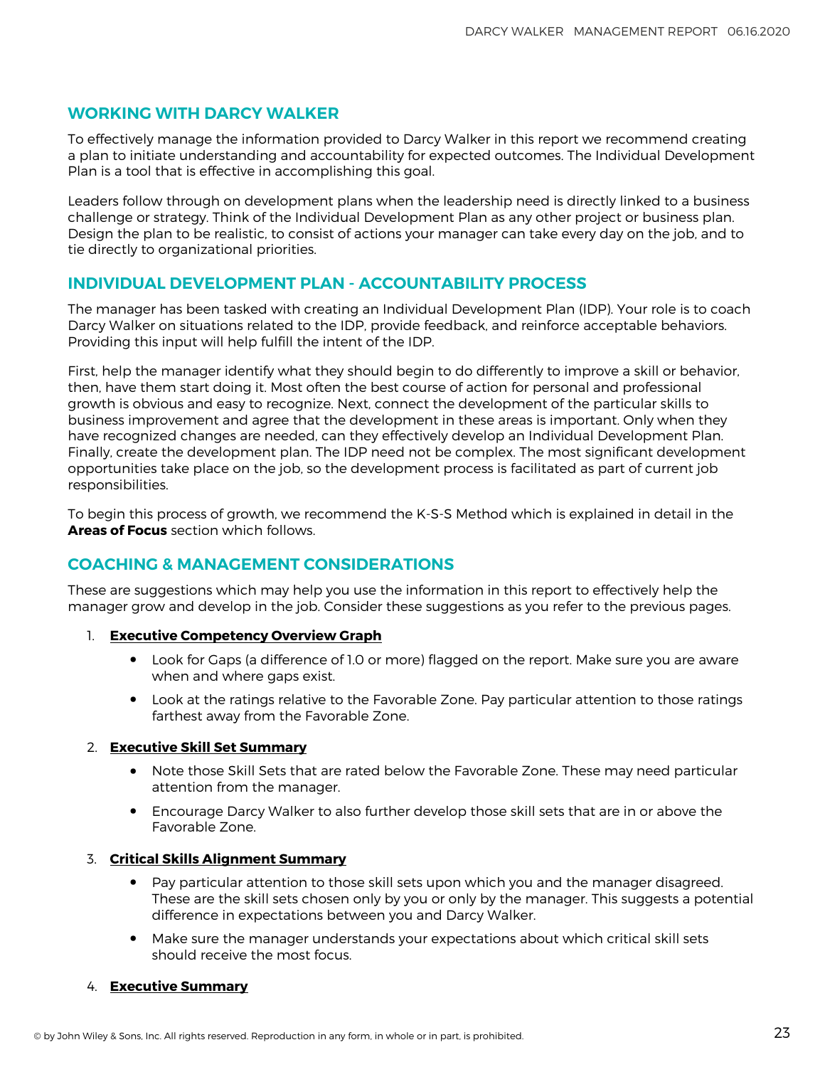## WORKING WITH DARCY WALKER

To effectively manage the information provided to Darcy Walker in this report we recommend creating a plan to initiate understanding and accountability for expected outcomes. The Individual Development Plan is a tool that is effective in accomplishing this goal.

Leaders follow through on development plans when the leadership need is directly linked to a business challenge or strategy. Think of the Individual Development Plan as any other project or business plan. Design the plan to be realistic, to consist of actions your manager can take every day on the job, and to tie directly to organizational priorities.

## INDIVIDUAL DEVELOPMENT PLAN - ACCOUNTABILITY PROCESS

The manager has been tasked with creating an Individual Development Plan (IDP). Your role is to coach Darcy Walker on situations related to the IDP, provide feedback, and reinforce acceptable behaviors. Providing this input will help fulfill the intent of the IDP.

First, help the manager identify what they should begin to do differently to improve a skill or behavior, then, have them start doing it. Most often the best course of action for personal and professional growth is obvious and easy to recognize. Next, connect the development of the particular skills to business improvement and agree that the development in these areas is important. Only when they have recognized changes are needed, can they effectively develop an Individual Development Plan. Finally, create the development plan. The IDP need not be complex. The most significant development opportunities take place on the job, so the development process is facilitated as part of current job responsibilities.

To begin this process of growth, we recommend the K-S-S Method which is explained in detail in the ***Areas of Focus*** section which follows.

## COACHING & MANAGEMENT CONSIDERATIONS

These are suggestions which may help you use the information in this report to effectively help the manager grow and develop in the job. Consider these suggestions as you refer to the previous pages.

1. **Executive Competency Overview Graph**
   - Look for Gaps (a difference of 1.0 or more) flagged on the report. Make sure you are aware when and where gaps exist.
   - Look at the ratings relative to the Favorable Zone. Pay particular attention to those ratings farthest away from the Favorable Zone.
2. **Executive Skill Set Summary**
   - Note those Skill Sets that are rated below the Favorable Zone. These may need particular attention from the manager.
   - Encourage Darcy Walker to also further develop those skill sets that are in or above the Favorable Zone.
3. **Critical Skills Alignment Summary**
   - Pay particular attention to those skill sets upon which you and the manager disagreed. These are the skill sets chosen only by you or only by the manager. This suggests a potential difference in expectations between you and Darcy Walker.
   - Make sure the manager understands your expectations about which critical skill sets should receive the most focus.
4. **Executive Summary**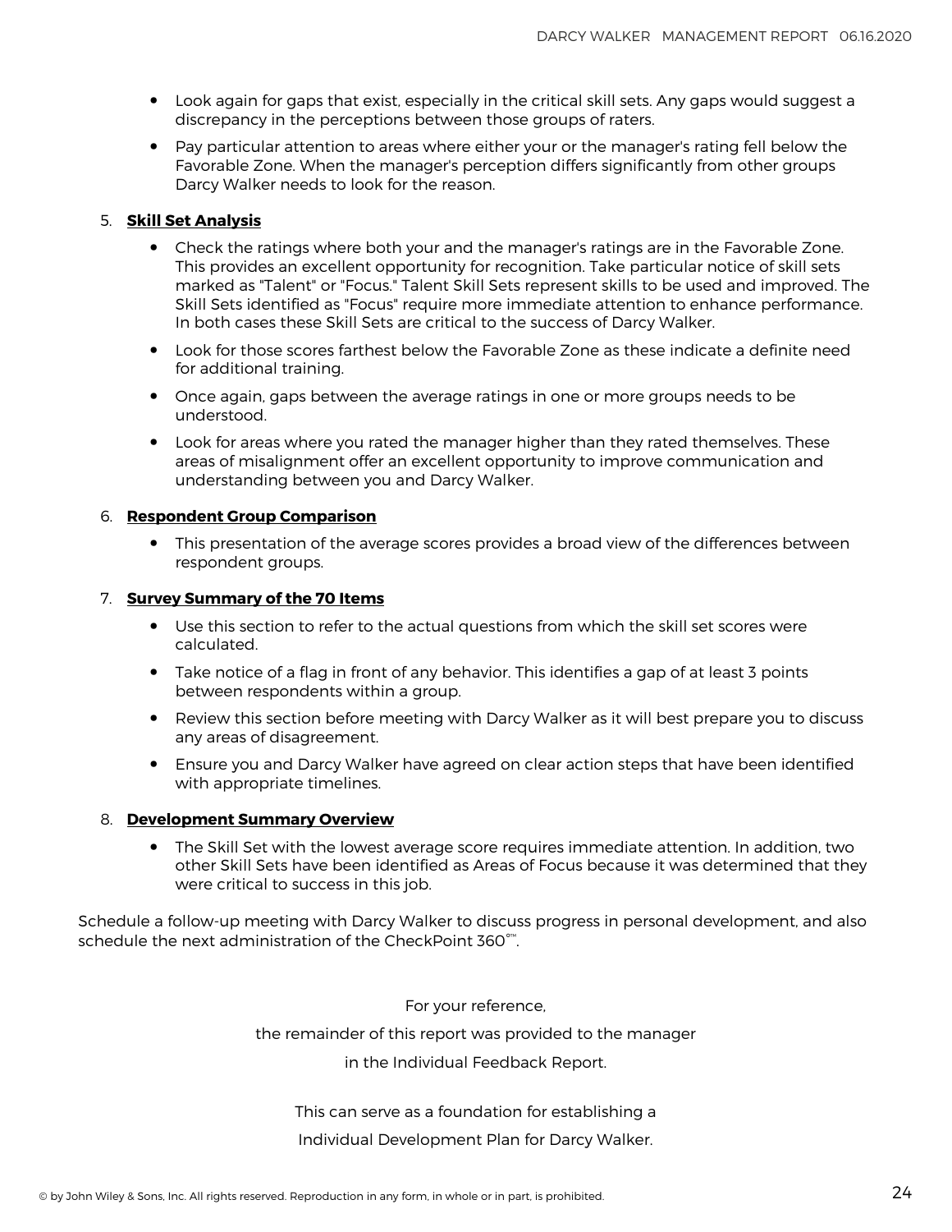- Look again for gaps that exist, especially in the critical skill sets. Any gaps would suggest a discrepancy in the perceptions between those groups of raters.
- Pay particular attention to areas where either your or the manager's rating fell below the Favorable Zone. When the manager's perception differs significantly from other groups Darcy Walker needs to look for the reason.

5. **Skill Set Analysis**
   - Check the ratings where both your and the manager's ratings are in the Favorable Zone. This provides an excellent opportunity for recognition. Take particular notice of skill sets marked as "Talent" or "Focus." Talent Skill Sets represent skills to be used and improved. The Skill Sets identified as "Focus" require more immediate attention to enhance performance. In both cases these Skill Sets are critical to the success of Darcy Walker.
   - Look for those scores farthest below the Favorable Zone as these indicate a definite need for additional training.
   - Once again, gaps between the average ratings in one or more groups needs to be understood.
   - Look for areas where you rated the manager higher than they rated themselves. These areas of misalignment offer an excellent opportunity to improve communication and understanding between you and Darcy Walker.

6. **Respondent Group Comparison**
   - This presentation of the average scores provides a broad view of the differences between respondent groups.

7. **Survey Summary of the 70 Items**
   - Use this section to refer to the actual questions from which the skill set scores were calculated.
   - Take notice of a flag in front of any behavior. This identifies a gap of at least 3 points between respondents within a group.
   - Review this section before meeting with Darcy Walker as it will best prepare you to discuss any areas of disagreement.
   - Ensure you and Darcy Walker have agreed on clear action steps that have been identified with appropriate timelines.

8. **Development Summary Overview**
   - The Skill Set with the lowest average score requires immediate attention. In addition, two other Skill Sets have been identified as Areas of Focus because it was determined that they were critical to success in this job.

Schedule a follow-up meeting with Darcy Walker to discuss progress in personal development, and also schedule the next administration of the CheckPoint 360°™.

For your reference,

the remainder of this report was provided to the manager

in the Individual Feedback Report.

This can serve as a foundation for establishing a

Individual Development Plan for Darcy Walker.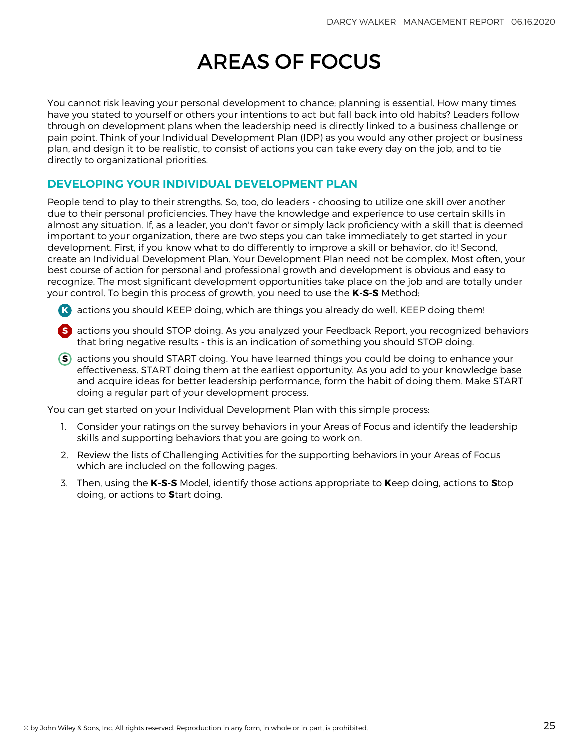# AREAS OF FOCUS

You cannot risk leaving your personal development to chance; planning is essential. How many times have you stated to yourself or others your intentions to act but fall back into old habits? Leaders follow through on development plans when the leadership need is directly linked to a business challenge or pain point. Think of your Individual Development Plan (IDP) as you would any other project or business plan, and design it to be realistic, to consist of actions you can take every day on the job, and to tie directly to organizational priorities.

## DEVELOPING YOUR INDIVIDUAL DEVELOPMENT PLAN

People tend to play to their strengths. So, too, do leaders - choosing to utilize one skill over another due to their personal proficiencies. They have the knowledge and experience to use certain skills in almost any situation. If, as a leader, you don't favor or simply lack proficiency with a skill that is deemed important to your organization, there are two steps you can take immediately to get started in your development. First, if you know what to do differently to improve a skill or behavior, do it! Second, create an Individual Development Plan. Your Development Plan need not be complex. Most often, your best course of action for personal and professional growth and development is obvious and easy to recognize. The most significant development opportunities take place on the job and are totally under your control. To begin this process of growth, you need to use the **K-S-S** Method:

- **K** actions you should KEEP doing, which are things you already do well. KEEP doing them!
- **S** actions you should STOP doing. As you analyzed your Feedback Report, you recognized behaviors that bring negative results - this is an indication of something you should STOP doing.
- **S** actions you should START doing. You have learned things you could be doing to enhance your effectiveness. START doing them at the earliest opportunity. As you add to your knowledge base and acquire ideas for better leadership performance, form the habit of doing them. Make START doing a regular part of your development process.

You can get started on your Individual Development Plan with this simple process:

1. Consider your ratings on the survey behaviors in your Areas of Focus and identify the leadership skills and supporting behaviors that you are going to work on.
2. Review the lists of Challenging Activities for the supporting behaviors in your Areas of Focus which are included on the following pages.
3. Then, using the **K-S-S** Model, identify those actions appropriate to **K**eep doing, actions to **S**top doing, or actions to **S**tart doing.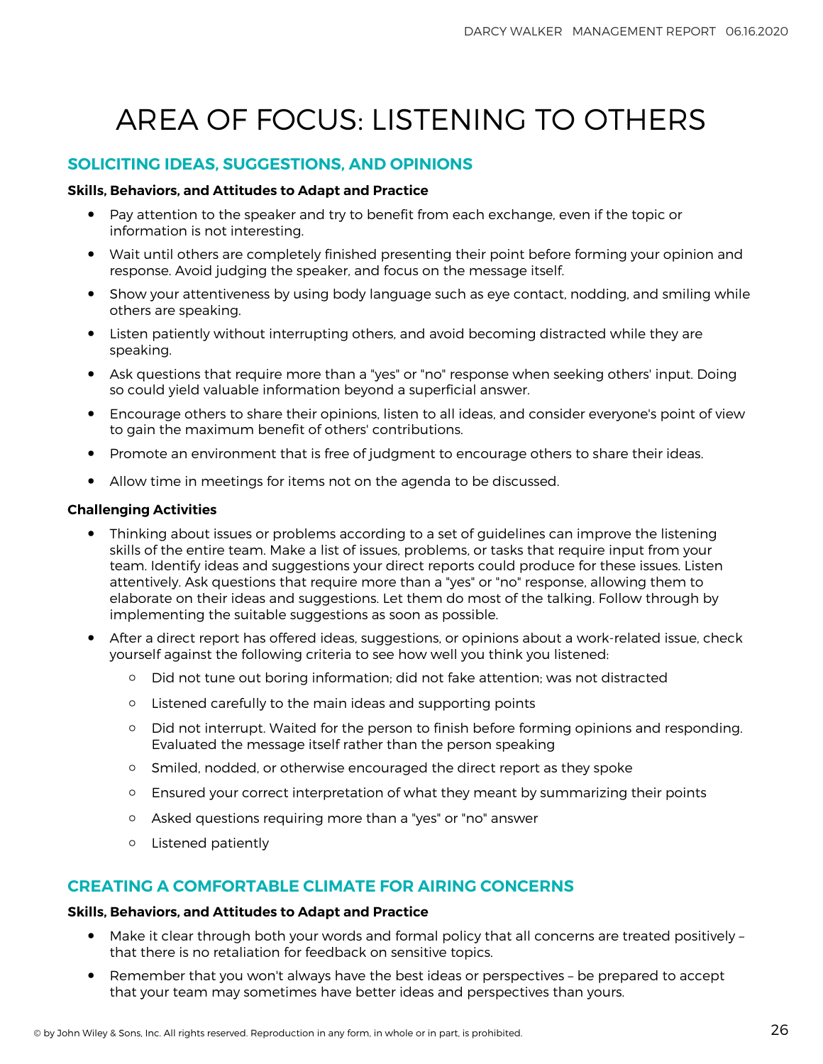# AREA OF FOCUS: LISTENING TO OTHERS

## SOLICITING IDEAS, SUGGESTIONS, AND OPINIONS

**Skills, Behaviors, and Attitudes to Adapt and Practice**

- Pay attention to the speaker and try to benefit from each exchange, even if the topic or information is not interesting.
- Wait until others are completely finished presenting their point before forming your opinion and response. Avoid judging the speaker, and focus on the message itself.
- Show your attentiveness by using body language such as eye contact, nodding, and smiling while others are speaking.
- Listen patiently without interrupting others, and avoid becoming distracted while they are speaking.
- Ask questions that require more than a "yes" or "no" response when seeking others' input. Doing so could yield valuable information beyond a superficial answer.
- Encourage others to share their opinions, listen to all ideas, and consider everyone's point of view to gain the maximum benefit of others' contributions.
- Promote an environment that is free of judgment to encourage others to share their ideas.
- Allow time in meetings for items not on the agenda to be discussed.

**Challenging Activities**

- Thinking about issues or problems according to a set of guidelines can improve the listening skills of the entire team. Make a list of issues, problems, or tasks that require input from your team. Identify ideas and suggestions your direct reports could produce for these issues. Listen attentively. Ask questions that require more than a "yes" or "no" response, allowing them to elaborate on their ideas and suggestions. Let them do most of the talking. Follow through by implementing the suitable suggestions as soon as possible.
- After a direct report has offered ideas, suggestions, or opinions about a work-related issue, check yourself against the following criteria to see how well you think you listened:
  - Did not tune out boring information; did not fake attention; was not distracted
  - Listened carefully to the main ideas and supporting points
  - Did not interrupt. Waited for the person to finish before forming opinions and responding. Evaluated the message itself rather than the person speaking
  - Smiled, nodded, or otherwise encouraged the direct report as they spoke
  - Ensured your correct interpretation of what they meant by summarizing their points
  - Asked questions requiring more than a "yes" or "no" answer
  - Listened patiently

## CREATING A COMFORTABLE CLIMATE FOR AIRING CONCERNS

**Skills, Behaviors, and Attitudes to Adapt and Practice**

- Make it clear through both your words and formal policy that all concerns are treated positively – that there is no retaliation for feedback on sensitive topics.
- Remember that you won't always have the best ideas or perspectives – be prepared to accept that your team may sometimes have better ideas and perspectives than yours.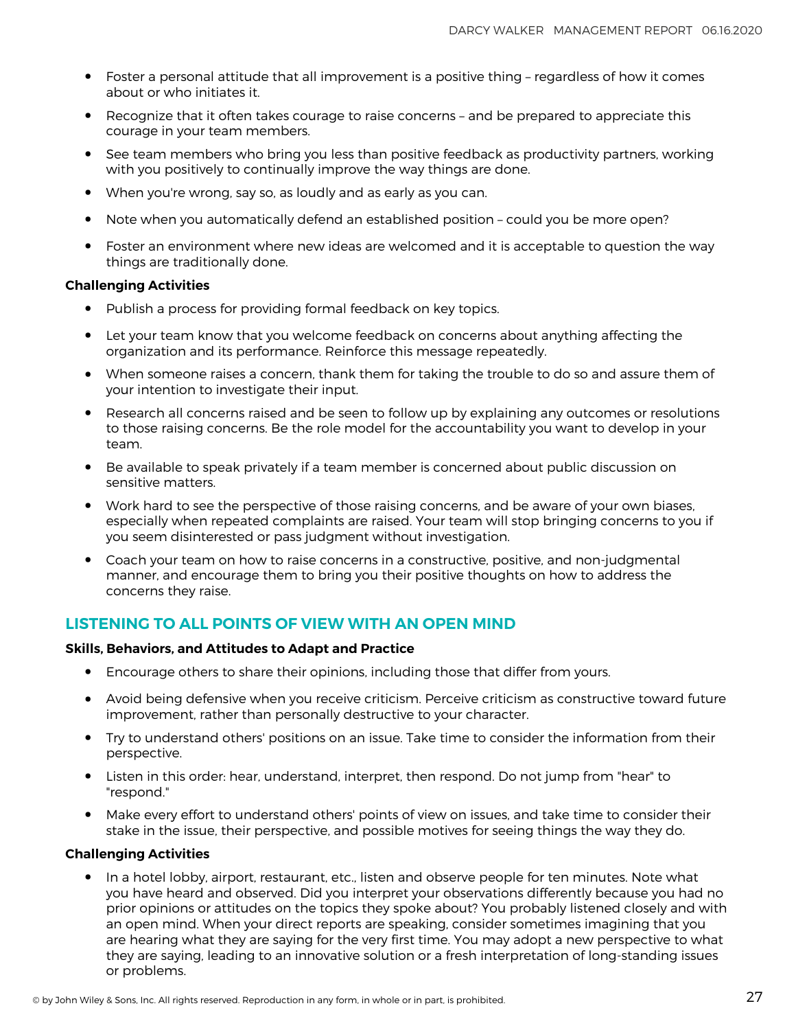- Foster a personal attitude that all improvement is a positive thing – regardless of how it comes about or who initiates it.
- Recognize that it often takes courage to raise concerns – and be prepared to appreciate this courage in your team members.
- See team members who bring you less than positive feedback as productivity partners, working with you positively to continually improve the way things are done.
- When you're wrong, say so, as loudly and as early as you can.
- Note when you automatically defend an established position – could you be more open?
- Foster an environment where new ideas are welcomed and it is acceptable to question the way things are traditionally done.

**Challenging Activities**

- Publish a process for providing formal feedback on key topics.
- Let your team know that you welcome feedback on concerns about anything affecting the organization and its performance. Reinforce this message repeatedly.
- When someone raises a concern, thank them for taking the trouble to do so and assure them of your intention to investigate their input.
- Research all concerns raised and be seen to follow up by explaining any outcomes or resolutions to those raising concerns. Be the role model for the accountability you want to develop in your team.
- Be available to speak privately if a team member is concerned about public discussion on sensitive matters.
- Work hard to see the perspective of those raising concerns, and be aware of your own biases, especially when repeated complaints are raised. Your team will stop bringing concerns to you if you seem disinterested or pass judgment without investigation.
- Coach your team on how to raise concerns in a constructive, positive, and non-judgmental manner, and encourage them to bring you their positive thoughts on how to address the concerns they raise.

## LISTENING TO ALL POINTS OF VIEW WITH AN OPEN MIND

**Skills, Behaviors, and Attitudes to Adapt and Practice**

- Encourage others to share their opinions, including those that differ from yours.
- Avoid being defensive when you receive criticism. Perceive criticism as constructive toward future improvement, rather than personally destructive to your character.
- Try to understand others' positions on an issue. Take time to consider the information from their perspective.
- Listen in this order: hear, understand, interpret, then respond. Do not jump from "hear" to "respond."
- Make every effort to understand others' points of view on issues, and take time to consider their stake in the issue, their perspective, and possible motives for seeing things the way they do.

**Challenging Activities**

- In a hotel lobby, airport, restaurant, etc., listen and observe people for ten minutes. Note what you have heard and observed. Did you interpret your observations differently because you had no prior opinions or attitudes on the topics they spoke about? You probably listened closely and with an open mind. When your direct reports are speaking, consider sometimes imagining that you are hearing what they are saying for the very first time. You may adopt a new perspective to what they are saying, leading to an innovative solution or a fresh interpretation of long-standing issues or problems.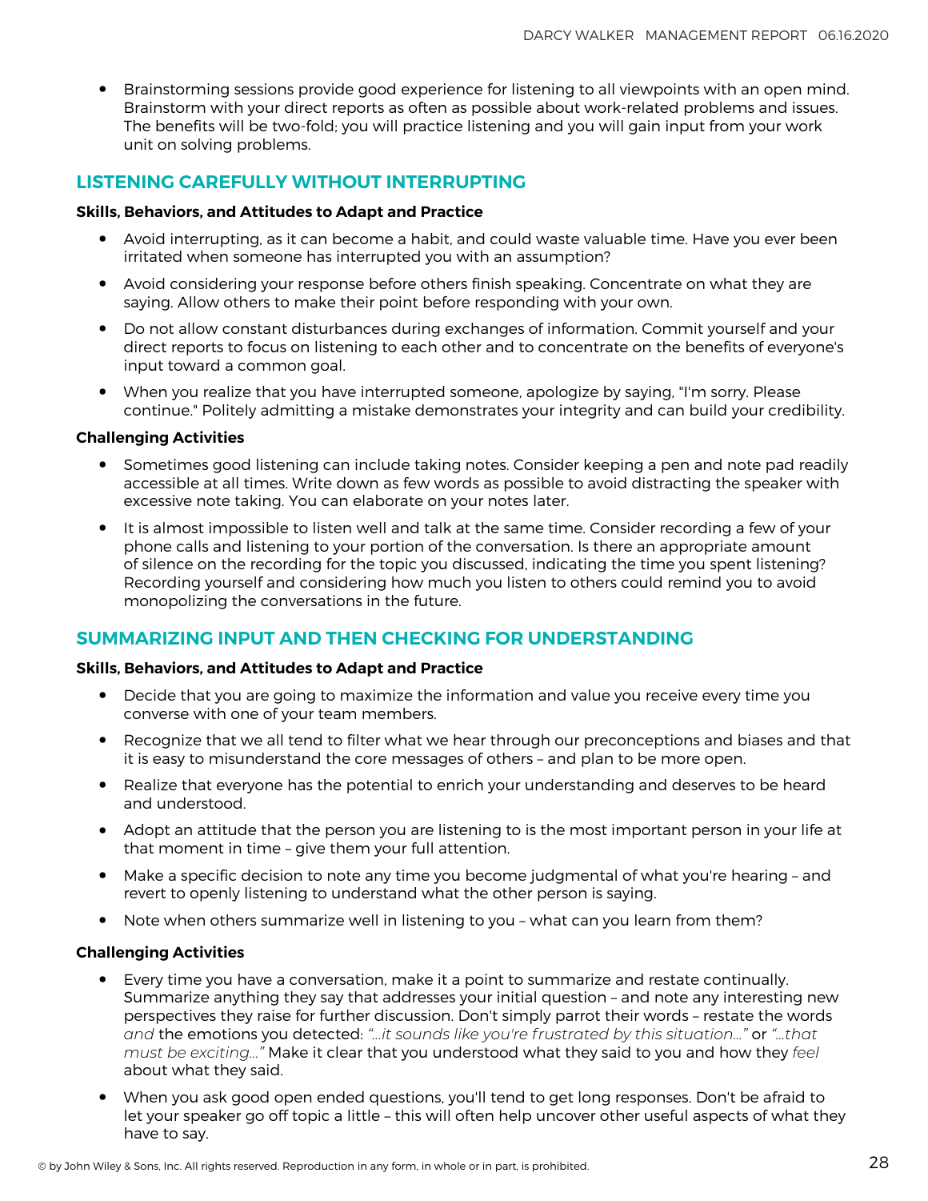- Brainstorming sessions provide good experience for listening to all viewpoints with an open mind. Brainstorm with your direct reports as often as possible about work-related problems and issues. The benefits will be two-fold; you will practice listening and you will gain input from your work unit on solving problems.

## LISTENING CAREFULLY WITHOUT INTERRUPTING

**Skills, Behaviors, and Attitudes to Adapt and Practice**

- Avoid interrupting, as it can become a habit, and could waste valuable time. Have you ever been irritated when someone has interrupted you with an assumption?
- Avoid considering your response before others finish speaking. Concentrate on what they are saying. Allow others to make their point before responding with your own.
- Do not allow constant disturbances during exchanges of information. Commit yourself and your direct reports to focus on listening to each other and to concentrate on the benefits of everyone's input toward a common goal.
- When you realize that you have interrupted someone, apologize by saying, "I'm sorry. Please continue." Politely admitting a mistake demonstrates your integrity and can build your credibility.

**Challenging Activities**

- Sometimes good listening can include taking notes. Consider keeping a pen and note pad readily accessible at all times. Write down as few words as possible to avoid distracting the speaker with excessive note taking. You can elaborate on your notes later.
- It is almost impossible to listen well and talk at the same time. Consider recording a few of your phone calls and listening to your portion of the conversation. Is there an appropriate amount of silence on the recording for the topic you discussed, indicating the time you spent listening? Recording yourself and considering how much you listen to others could remind you to avoid monopolizing the conversations in the future.

## SUMMARIZING INPUT AND THEN CHECKING FOR UNDERSTANDING

**Skills, Behaviors, and Attitudes to Adapt and Practice**

- Decide that you are going to maximize the information and value you receive every time you converse with one of your team members.
- Recognize that we all tend to filter what we hear through our preconceptions and biases and that it is easy to misunderstand the core messages of others – and plan to be more open.
- Realize that everyone has the potential to enrich your understanding and deserves to be heard and understood.
- Adopt an attitude that the person you are listening to is the most important person in your life at that moment in time – give them your full attention.
- Make a specific decision to note any time you become judgmental of what you're hearing – and revert to openly listening to understand what the other person is saying.
- Note when others summarize well in listening to you – what can you learn from them?

**Challenging Activities**

- Every time you have a conversation, make it a point to summarize and restate continually. Summarize anything they say that addresses your initial question – and note any interesting new perspectives they raise for further discussion. Don't simply parrot their words – restate the words *and* the emotions you detected: *"...it sounds like you're frustrated by this situation..."* or *"...that must be exciting..."* Make it clear that you understood what they said to you and how they *feel* about what they said.
- When you ask good open ended questions, you'll tend to get long responses. Don't be afraid to let your speaker go off topic a little – this will often help uncover other useful aspects of what they have to say.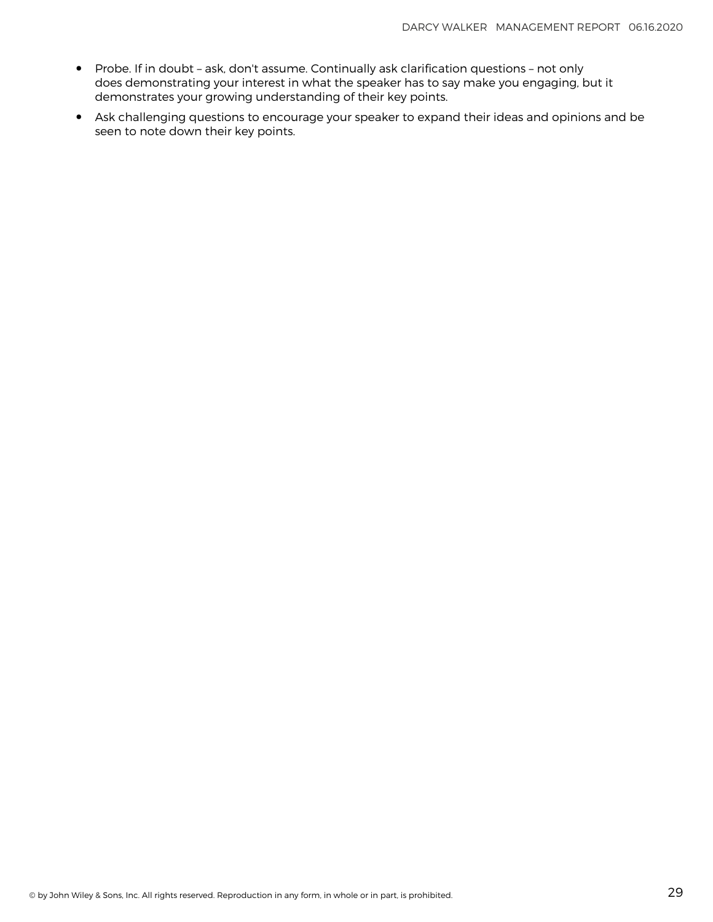- Probe. If in doubt – ask, don't assume. Continually ask clarification questions – not only does demonstrating your interest in what the speaker has to say make you engaging, but it demonstrates your growing understanding of their key points.
- Ask challenging questions to encourage your speaker to expand their ideas and opinions and be seen to note down their key points.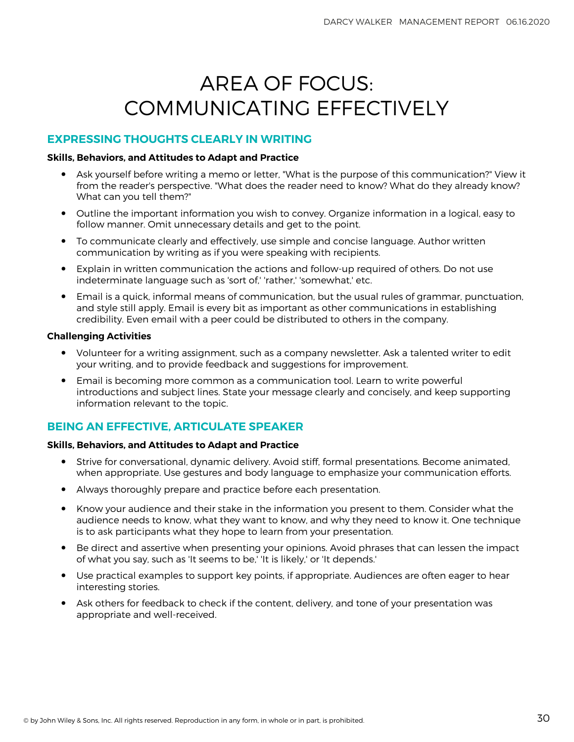# AREA OF FOCUS: COMMUNICATING EFFECTIVELY

## EXPRESSING THOUGHTS CLEARLY IN WRITING

**Skills, Behaviors, and Attitudes to Adapt and Practice**

- Ask yourself before writing a memo or letter, "What is the purpose of this communication?" View it from the reader's perspective. "What does the reader need to know? What do they already know? What can you tell them?"
- Outline the important information you wish to convey. Organize information in a logical, easy to follow manner. Omit unnecessary details and get to the point.
- To communicate clearly and effectively, use simple and concise language. Author written communication by writing as if you were speaking with recipients.
- Explain in written communication the actions and follow-up required of others. Do not use indeterminate language such as 'sort of,' 'rather,' 'somewhat,' etc.
- Email is a quick, informal means of communication, but the usual rules of grammar, punctuation, and style still apply. Email is every bit as important as other communications in establishing credibility. Even email with a peer could be distributed to others in the company.

**Challenging Activities**

- Volunteer for a writing assignment, such as a company newsletter. Ask a talented writer to edit your writing, and to provide feedback and suggestions for improvement.
- Email is becoming more common as a communication tool. Learn to write powerful introductions and subject lines. State your message clearly and concisely, and keep supporting information relevant to the topic.

## BEING AN EFFECTIVE, ARTICULATE SPEAKER

**Skills, Behaviors, and Attitudes to Adapt and Practice**

- Strive for conversational, dynamic delivery. Avoid stiff, formal presentations. Become animated, when appropriate. Use gestures and body language to emphasize your communication efforts.
- Always thoroughly prepare and practice before each presentation.
- Know your audience and their stake in the information you present to them. Consider what the audience needs to know, what they want to know, and why they need to know it. One technique is to ask participants what they hope to learn from your presentation.
- Be direct and assertive when presenting your opinions. Avoid phrases that can lessen the impact of what you say, such as 'It seems to be,' 'It is likely,' or 'It depends.'
- Use practical examples to support key points, if appropriate. Audiences are often eager to hear interesting stories.
- Ask others for feedback to check if the content, delivery, and tone of your presentation was appropriate and well-received.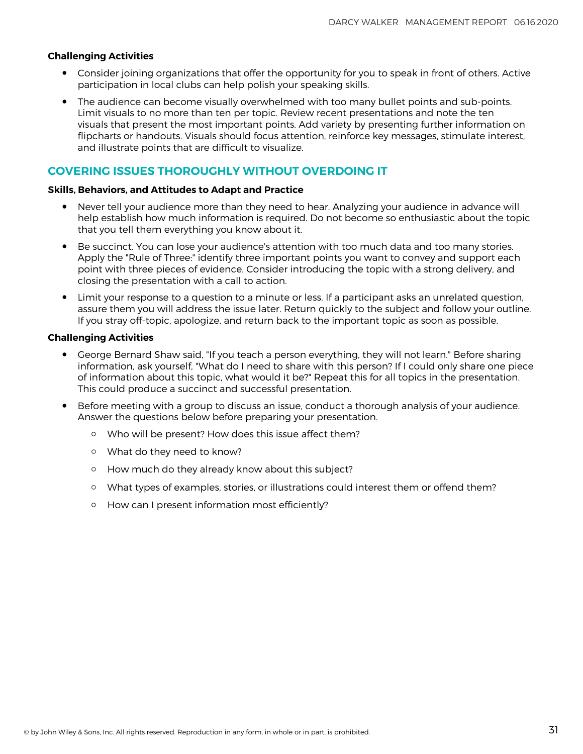**Challenging Activities**

- Consider joining organizations that offer the opportunity for you to speak in front of others. Active participation in local clubs can help polish your speaking skills.
- The audience can become visually overwhelmed with too many bullet points and sub-points. Limit visuals to no more than ten per topic. Review recent presentations and note the ten visuals that present the most important points. Add variety by presenting further information on flipcharts or handouts. Visuals should focus attention, reinforce key messages, stimulate interest, and illustrate points that are difficult to visualize.

## COVERING ISSUES THOROUGHLY WITHOUT OVERDOING IT

**Skills, Behaviors, and Attitudes to Adapt and Practice**

- Never tell your audience more than they need to hear. Analyzing your audience in advance will help establish how much information is required. Do not become so enthusiastic about the topic that you tell them everything you know about it.
- Be succinct. You can lose your audience's attention with too much data and too many stories. Apply the "Rule of Three:" identify three important points you want to convey and support each point with three pieces of evidence. Consider introducing the topic with a strong delivery, and closing the presentation with a call to action.
- Limit your response to a question to a minute or less. If a participant asks an unrelated question, assure them you will address the issue later. Return quickly to the subject and follow your outline. If you stray off-topic, apologize, and return back to the important topic as soon as possible.

**Challenging Activities**

- George Bernard Shaw said, "If you teach a person everything, they will not learn." Before sharing information, ask yourself, "What do I need to share with this person? If I could only share one piece of information about this topic, what would it be?" Repeat this for all topics in the presentation. This could produce a succinct and successful presentation.
- Before meeting with a group to discuss an issue, conduct a thorough analysis of your audience. Answer the questions below before preparing your presentation.
    - Who will be present? How does this issue affect them?
    - What do they need to know?
    - How much do they already know about this subject?
    - What types of examples, stories, or illustrations could interest them or offend them?
    - How can I present information most efficiently?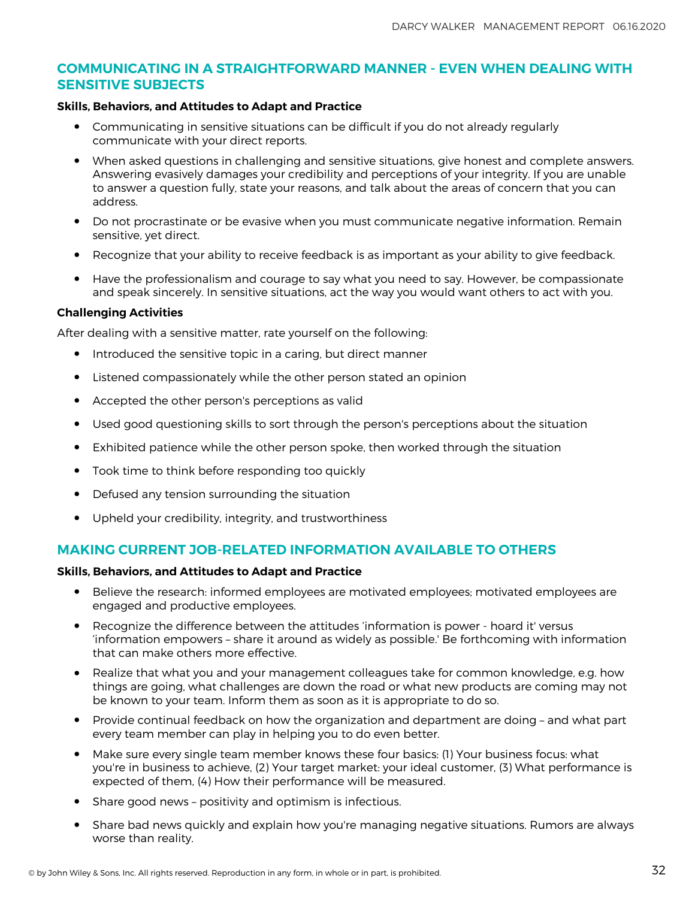## COMMUNICATING IN A STRAIGHTFORWARD MANNER - EVEN WHEN DEALING WITH SENSITIVE SUBJECTS

**Skills, Behaviors, and Attitudes to Adapt and Practice**

- Communicating in sensitive situations can be difficult if you do not already regularly communicate with your direct reports.
- When asked questions in challenging and sensitive situations, give honest and complete answers. Answering evasively damages your credibility and perceptions of your integrity. If you are unable to answer a question fully, state your reasons, and talk about the areas of concern that you can address.
- Do not procrastinate or be evasive when you must communicate negative information. Remain sensitive, yet direct.
- Recognize that your ability to receive feedback is as important as your ability to give feedback.
- Have the professionalism and courage to say what you need to say. However, be compassionate and speak sincerely. In sensitive situations, act the way you would want others to act with you.

**Challenging Activities**

After dealing with a sensitive matter, rate yourself on the following:

- Introduced the sensitive topic in a caring, but direct manner
- Listened compassionately while the other person stated an opinion
- Accepted the other person's perceptions as valid
- Used good questioning skills to sort through the person's perceptions about the situation
- Exhibited patience while the other person spoke, then worked through the situation
- Took time to think before responding too quickly
- Defused any tension surrounding the situation
- Upheld your credibility, integrity, and trustworthiness

## MAKING CURRENT JOB-RELATED INFORMATION AVAILABLE TO OTHERS

**Skills, Behaviors, and Attitudes to Adapt and Practice**

- Believe the research: informed employees are motivated employees; motivated employees are engaged and productive employees.
- Recognize the difference between the attitudes 'information is power - hoard it' versus 'information empowers – share it around as widely as possible.' Be forthcoming with information that can make others more effective.
- Realize that what you and your management colleagues take for common knowledge, e.g. how things are going, what challenges are down the road or what new products are coming may not be known to your team. Inform them as soon as it is appropriate to do so.
- Provide continual feedback on how the organization and department are doing – and what part every team member can play in helping you to do even better.
- Make sure every single team member knows these four basics: (1) Your business focus: what you're in business to achieve, (2) Your target market: your ideal customer, (3) What performance is expected of them, (4) How their performance will be measured.
- Share good news – positivity and optimism is infectious.
- Share bad news quickly and explain how you're managing negative situations. Rumors are always worse than reality.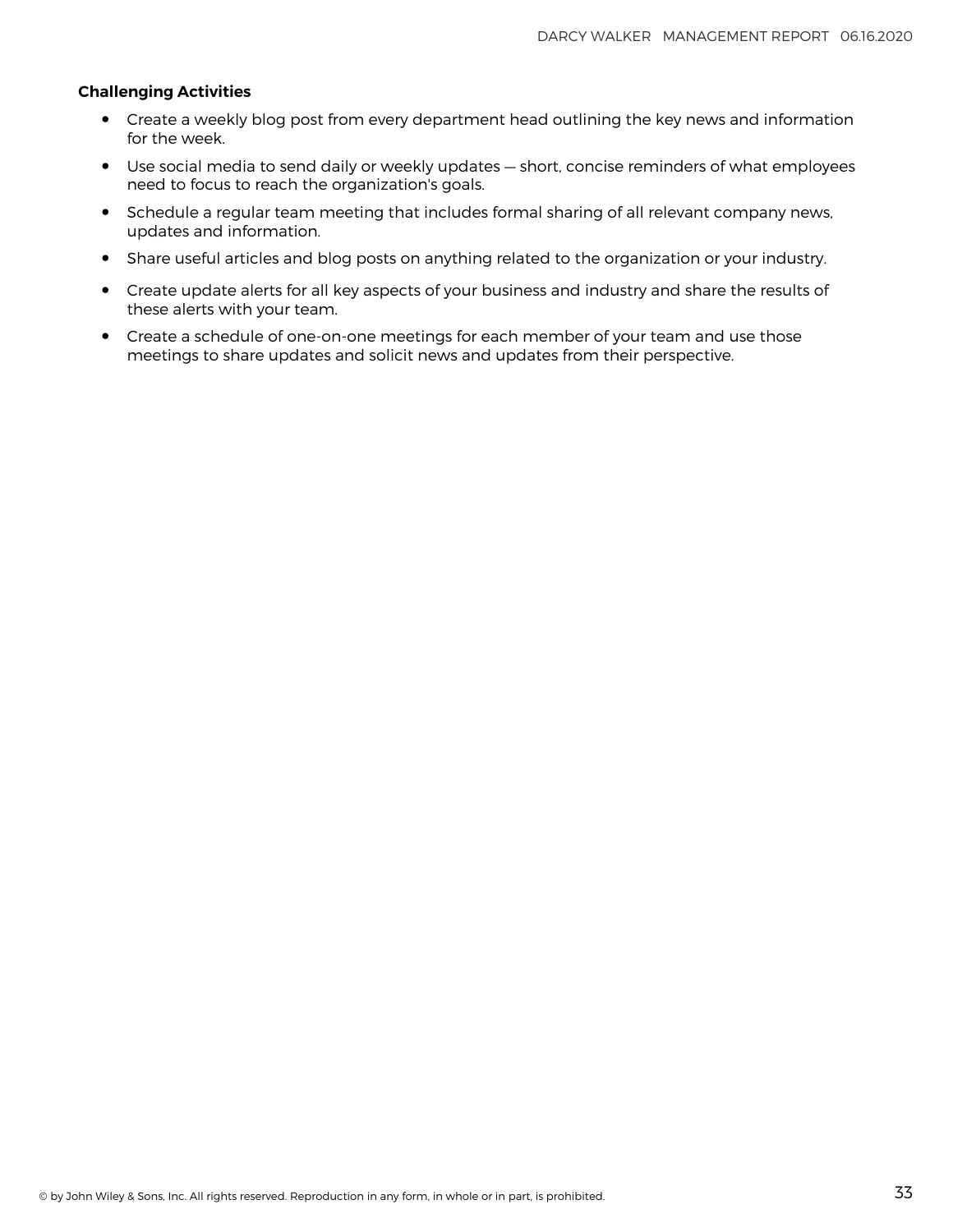**Challenging Activities**

- Create a weekly blog post from every department head outlining the key news and information for the week.
- Use social media to send daily or weekly updates — short, concise reminders of what employees need to focus to reach the organization's goals.
- Schedule a regular team meeting that includes formal sharing of all relevant company news, updates and information.
- Share useful articles and blog posts on anything related to the organization or your industry.
- Create update alerts for all key aspects of your business and industry and share the results of these alerts with your team.
- Create a schedule of one-on-one meetings for each member of your team and use those meetings to share updates and solicit news and updates from their perspective.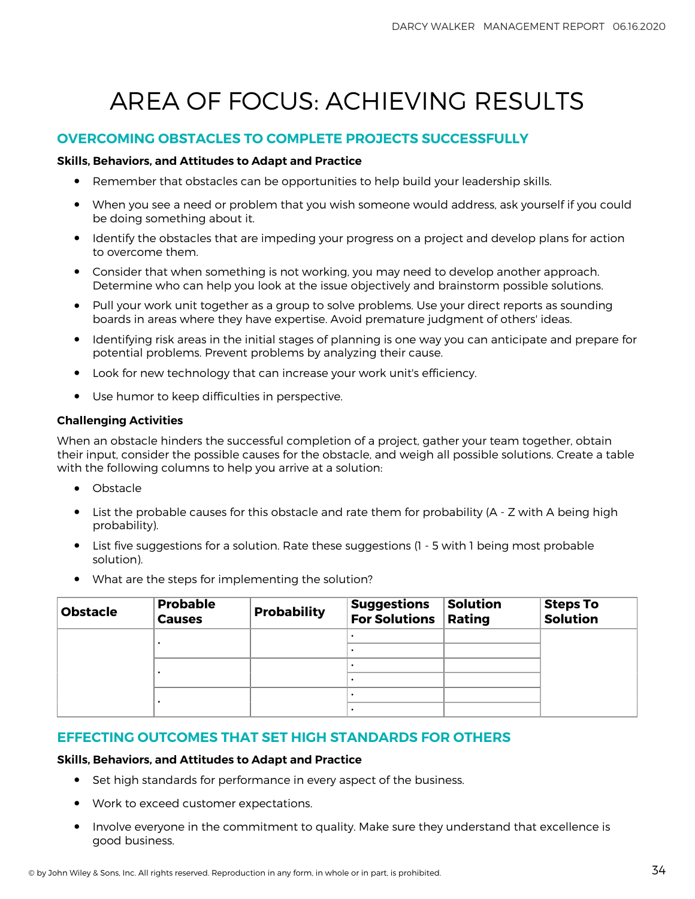# AREA OF FOCUS: ACHIEVING RESULTS

## OVERCOMING OBSTACLES TO COMPLETE PROJECTS SUCCESSFULLY

**Skills, Behaviors, and Attitudes to Adapt and Practice**

- Remember that obstacles can be opportunities to help build your leadership skills.
- When you see a need or problem that you wish someone would address, ask yourself if you could be doing something about it.
- Identify the obstacles that are impeding your progress on a project and develop plans for action to overcome them.
- Consider that when something is not working, you may need to develop another approach. Determine who can help you look at the issue objectively and brainstorm possible solutions.
- Pull your work unit together as a group to solve problems. Use your direct reports as sounding boards in areas where they have expertise. Avoid premature judgment of others' ideas.
- Identifying risk areas in the initial stages of planning is one way you can anticipate and prepare for potential problems. Prevent problems by analyzing their cause.
- Look for new technology that can increase your work unit's efficiency.
- Use humor to keep difficulties in perspective.

**Challenging Activities**

When an obstacle hinders the successful completion of a project, gather your team together, obtain their input, consider the possible causes for the obstacle, and weigh all possible solutions. Create a table with the following columns to help you arrive at a solution:

- Obstacle
- List the probable causes for this obstacle and rate them for probability (A - Z with A being high probability).
- List five suggestions for a solution. Rate these suggestions (1 - 5 with 1 being most probable solution).
- What are the steps for implementing the solution?

| Obstacle | Probable Causes | Probability | Suggestions For Solutions | Solution Rating | Steps To Solution |
|---|---|---|---|---|---|
| | • | | • | | |
| | | | • | | |
| | • | | • | | |
| | | | • | | |
| | • | | • | | |
| | | | • | | |

## EFFECTING OUTCOMES THAT SET HIGH STANDARDS FOR OTHERS

**Skills, Behaviors, and Attitudes to Adapt and Practice**

- Set high standards for performance in every aspect of the business.
- Work to exceed customer expectations.
- Involve everyone in the commitment to quality. Make sure they understand that excellence is good business.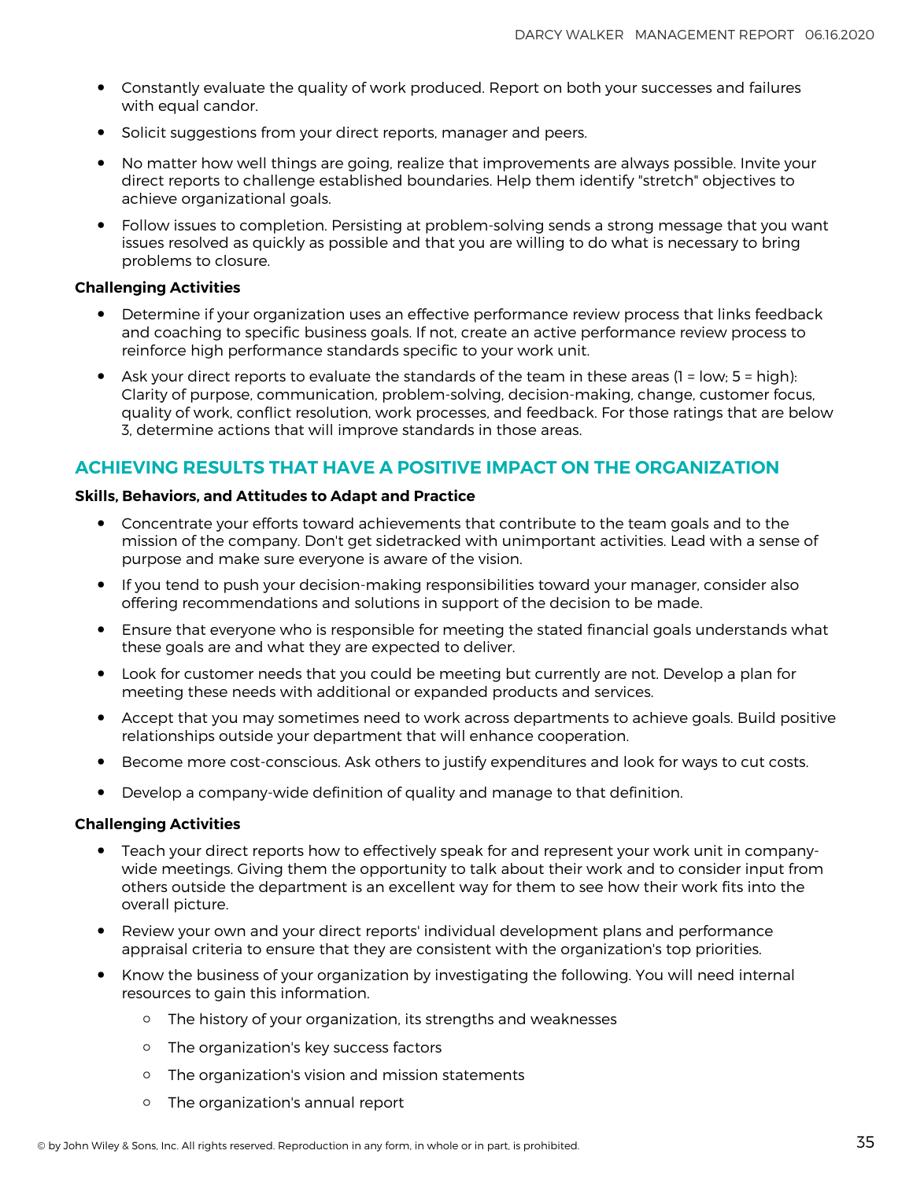- Constantly evaluate the quality of work produced. Report on both your successes and failures with equal candor.
- Solicit suggestions from your direct reports, manager and peers.
- No matter how well things are going, realize that improvements are always possible. Invite your direct reports to challenge established boundaries. Help them identify "stretch" objectives to achieve organizational goals.
- Follow issues to completion. Persisting at problem-solving sends a strong message that you want issues resolved as quickly as possible and that you are willing to do what is necessary to bring problems to closure.

**Challenging Activities**

- Determine if your organization uses an effective performance review process that links feedback and coaching to specific business goals. If not, create an active performance review process to reinforce high performance standards specific to your work unit.
- Ask your direct reports to evaluate the standards of the team in these areas (1 = low; 5 = high): Clarity of purpose, communication, problem-solving, decision-making, change, customer focus, quality of work, conflict resolution, work processes, and feedback. For those ratings that are below 3, determine actions that will improve standards in those areas.

## ACHIEVING RESULTS THAT HAVE A POSITIVE IMPACT ON THE ORGANIZATION

**Skills, Behaviors, and Attitudes to Adapt and Practice**

- Concentrate your efforts toward achievements that contribute to the team goals and to the mission of the company. Don't get sidetracked with unimportant activities. Lead with a sense of purpose and make sure everyone is aware of the vision.
- If you tend to push your decision-making responsibilities toward your manager, consider also offering recommendations and solutions in support of the decision to be made.
- Ensure that everyone who is responsible for meeting the stated financial goals understands what these goals are and what they are expected to deliver.
- Look for customer needs that you could be meeting but currently are not. Develop a plan for meeting these needs with additional or expanded products and services.
- Accept that you may sometimes need to work across departments to achieve goals. Build positive relationships outside your department that will enhance cooperation.
- Become more cost-conscious. Ask others to justify expenditures and look for ways to cut costs.
- Develop a company-wide definition of quality and manage to that definition.

**Challenging Activities**

- Teach your direct reports how to effectively speak for and represent your work unit in company-wide meetings. Giving them the opportunity to talk about their work and to consider input from others outside the department is an excellent way for them to see how their work fits into the overall picture.
- Review your own and your direct reports' individual development plans and performance appraisal criteria to ensure that they are consistent with the organization's top priorities.
- Know the business of your organization by investigating the following. You will need internal resources to gain this information.
    - The history of your organization, its strengths and weaknesses
    - The organization's key success factors
    - The organization's vision and mission statements
    - The organization's annual report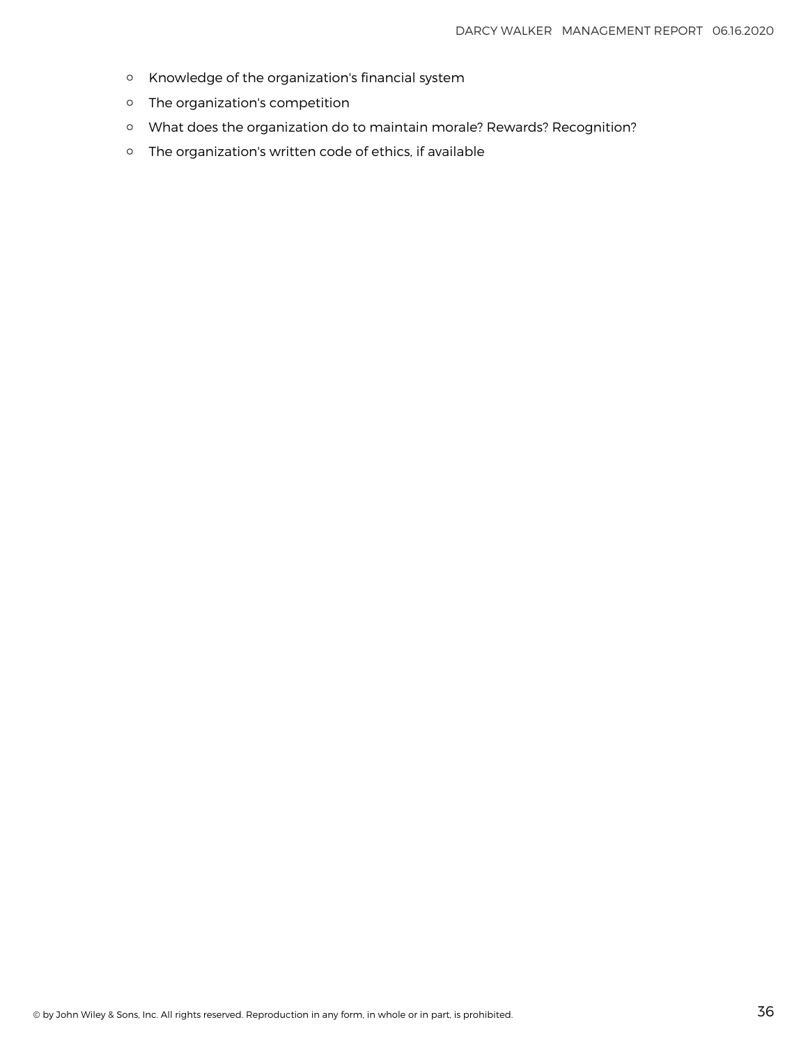- Knowledge of the organization's financial system
- The organization's competition
- What does the organization do to maintain morale? Rewards? Recognition?
- The organization's written code of ethics, if available